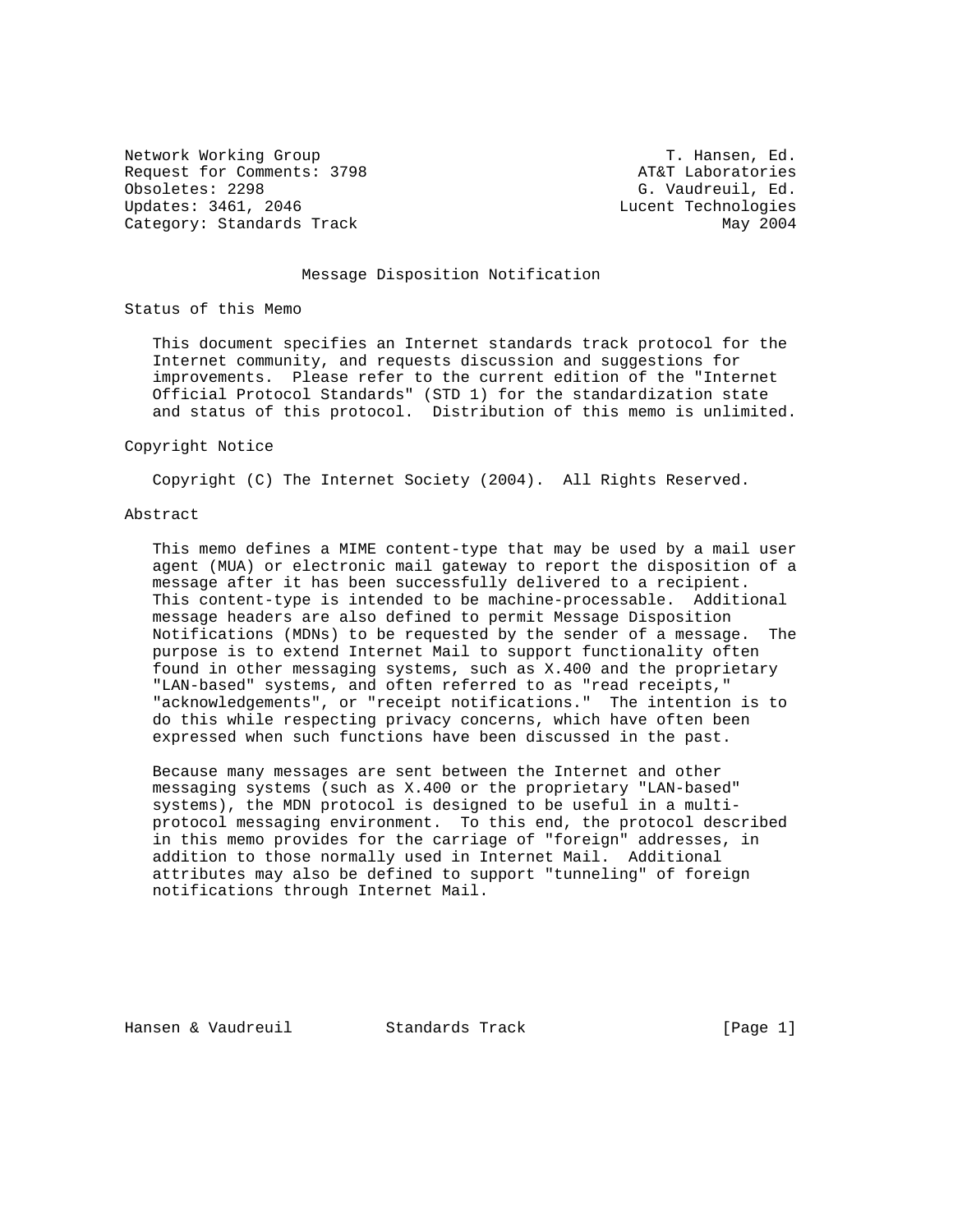Network Working Group T. Hansen, Ed.
Request for Comments: 3798 AT&T Laboratories
Obsoletes: 2298 G. Vaudreuil, Ed.
Updates: 3461, 2046 Lucent Technologies
Category: Standards Track May 2004

# Message Disposition Notification

## Status of this Memo

This document specifies an Internet standards track protocol for the Internet community, and requests discussion and suggestions for improvements. Please refer to the current edition of the "Internet Official Protocol Standards" (STD 1) for the standardization state and status of this protocol. Distribution of this memo is unlimited.

## Copyright Notice

Copyright (C) The Internet Society (2004). All Rights Reserved.

## Abstract

This memo defines a MIME content-type that may be used by a mail user agent (MUA) or electronic mail gateway to report the disposition of a message after it has been successfully delivered to a recipient. This content-type is intended to be machine-processable. Additional message headers are also defined to permit Message Disposition Notifications (MDNs) to be requested by the sender of a message. The purpose is to extend Internet Mail to support functionality often found in other messaging systems, such as X.400 and the proprietary "LAN-based" systems, and often referred to as "read receipts," "acknowledgements", or "receipt notifications." The intention is to do this while respecting privacy concerns, which have often been expressed when such functions have been discussed in the past.

Because many messages are sent between the Internet and other messaging systems (such as X.400 or the proprietary "LAN-based" systems), the MDN protocol is designed to be useful in a multi-protocol messaging environment. To this end, the protocol described in this memo provides for the carriage of "foreign" addresses, in addition to those normally used in Internet Mail. Additional attributes may also be defined to support "tunneling" of foreign notifications through Internet Mail.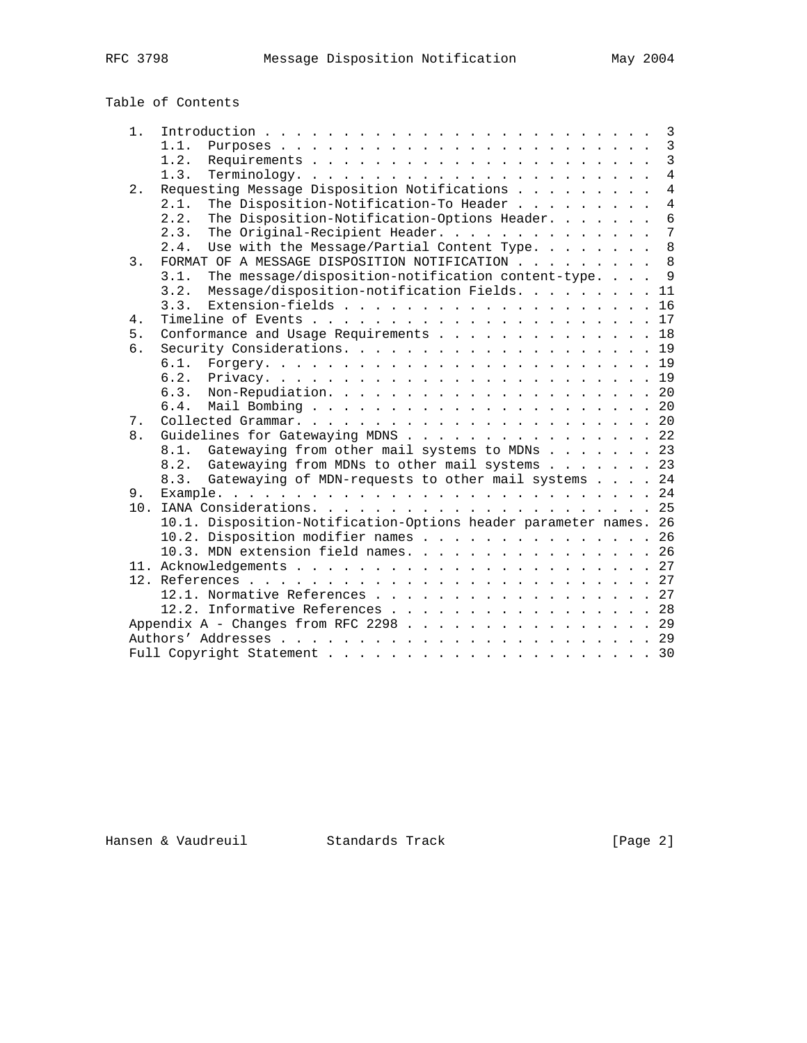Table of Contents

```
   1.  Introduction . . . . . . . . . . . . . . . . . . . . . . . . .  3
       1.1.  Purposes . . . . . . . . . . . . . . . . . . . . . . . .  3
       1.2.  Requirements . . . . . . . . . . . . . . . . . . . . . .  3
       1.3.  Terminology. . . . . . . . . . . . . . . . . . . . . . .  4
   2.  Requesting Message Disposition Notifications . . . . . . . . .  4
       2.1.  The Disposition-Notification-To Header . . . . . . . . .  4
       2.2.  The Disposition-Notification-Options Header. . . . . . .  6
       2.3.  The Original-Recipient Header. . . . . . . . . . . . . .  7
       2.4.  Use with the Message/Partial Content Type. . . . . . . .  8
   3.  FORMAT OF A MESSAGE DISPOSITION NOTIFICATION . . . . . . . . .  8
       3.1.  The message/disposition-notification content-type. . . .  9
       3.2.  Message/disposition-notification Fields. . . . . . . . . 11
       3.3.  Extension-fields . . . . . . . . . . . . . . . . . . . . 16
   4.  Timeline of Events . . . . . . . . . . . . . . . . . . . . . . 17
   5.  Conformance and Usage Requirements . . . . . . . . . . . . . . 18
   6.  Security Considerations. . . . . . . . . . . . . . . . . . . . 19
       6.1.  Forgery. . . . . . . . . . . . . . . . . . . . . . . . . 19
       6.2.  Privacy. . . . . . . . . . . . . . . . . . . . . . . . . 19
       6.3.  Non-Repudiation. . . . . . . . . . . . . . . . . . . . . 20
       6.4.  Mail Bombing . . . . . . . . . . . . . . . . . . . . . . 20
   7.  Collected Grammar. . . . . . . . . . . . . . . . . . . . . . . 20
   8.  Guidelines for Gatewaying MDNS . . . . . . . . . . . . . . . . 22
       8.1.  Gatewaying from other mail systems to MDNs . . . . . . . 23
       8.2.  Gatewaying from MDNs to other mail systems . . . . . . . 23
       8.3.  Gatewaying of MDN-requests to other mail systems . . . . 24
   9.  Example. . . . . . . . . . . . . . . . . . . . . . . . . . . . 24
   10. IANA Considerations. . . . . . . . . . . . . . . . . . . . . . 25
       10.1. Disposition-Notification-Options header parameter names. 26
       10.2. Disposition modifier names . . . . . . . . . . . . . . . 26
       10.3. MDN extension field names. . . . . . . . . . . . . . . . 26
   11. Acknowledgements . . . . . . . . . . . . . . . . . . . . . . . 27
   12. References . . . . . . . . . . . . . . . . . . . . . . . . . . 27
       12.1. Normative References . . . . . . . . . . . . . . . . . . 27
       12.2. Informative References . . . . . . . . . . . . . . . . . 28
   Appendix A - Changes from RFC 2298 . . . . . . . . . . . . . . . . 29
   Authors' Addresses . . . . . . . . . . . . . . . . . . . . . . . . 29
   Full Copyright Statement . . . . . . . . . . . . . . . . . . . . . 30
```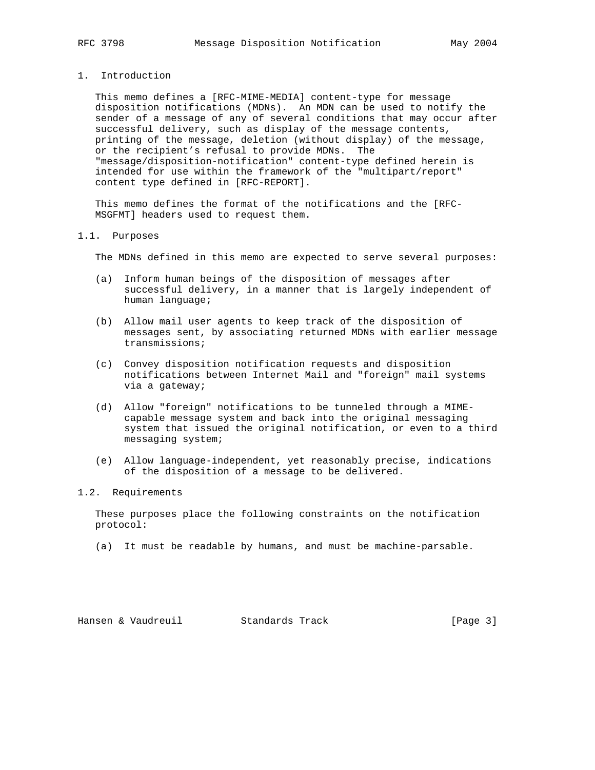# 1. Introduction

This memo defines a [RFC-MIME-MEDIA] content-type for message disposition notifications (MDNs). An MDN can be used to notify the sender of a message of any of several conditions that may occur after successful delivery, such as display of the message contents, printing of the message, deletion (without display) of the message, or the recipient's refusal to provide MDNs. The "message/disposition-notification" content-type defined herein is intended for use within the framework of the "multipart/report" content type defined in [RFC-REPORT].

This memo defines the format of the notifications and the [RFC-MSGFMT] headers used to request them.

## 1.1. Purposes

The MDNs defined in this memo are expected to serve several purposes:

(a) Inform human beings of the disposition of messages after successful delivery, in a manner that is largely independent of human language;

(b) Allow mail user agents to keep track of the disposition of messages sent, by associating returned MDNs with earlier message transmissions;

(c) Convey disposition notification requests and disposition notifications between Internet Mail and "foreign" mail systems via a gateway;

(d) Allow "foreign" notifications to be tunneled through a MIME-capable message system and back into the original messaging system that issued the original notification, or even to a third messaging system;

(e) Allow language-independent, yet reasonably precise, indications of the disposition of a message to be delivered.

## 1.2. Requirements

These purposes place the following constraints on the notification protocol:

(a) It must be readable by humans, and must be machine-parsable.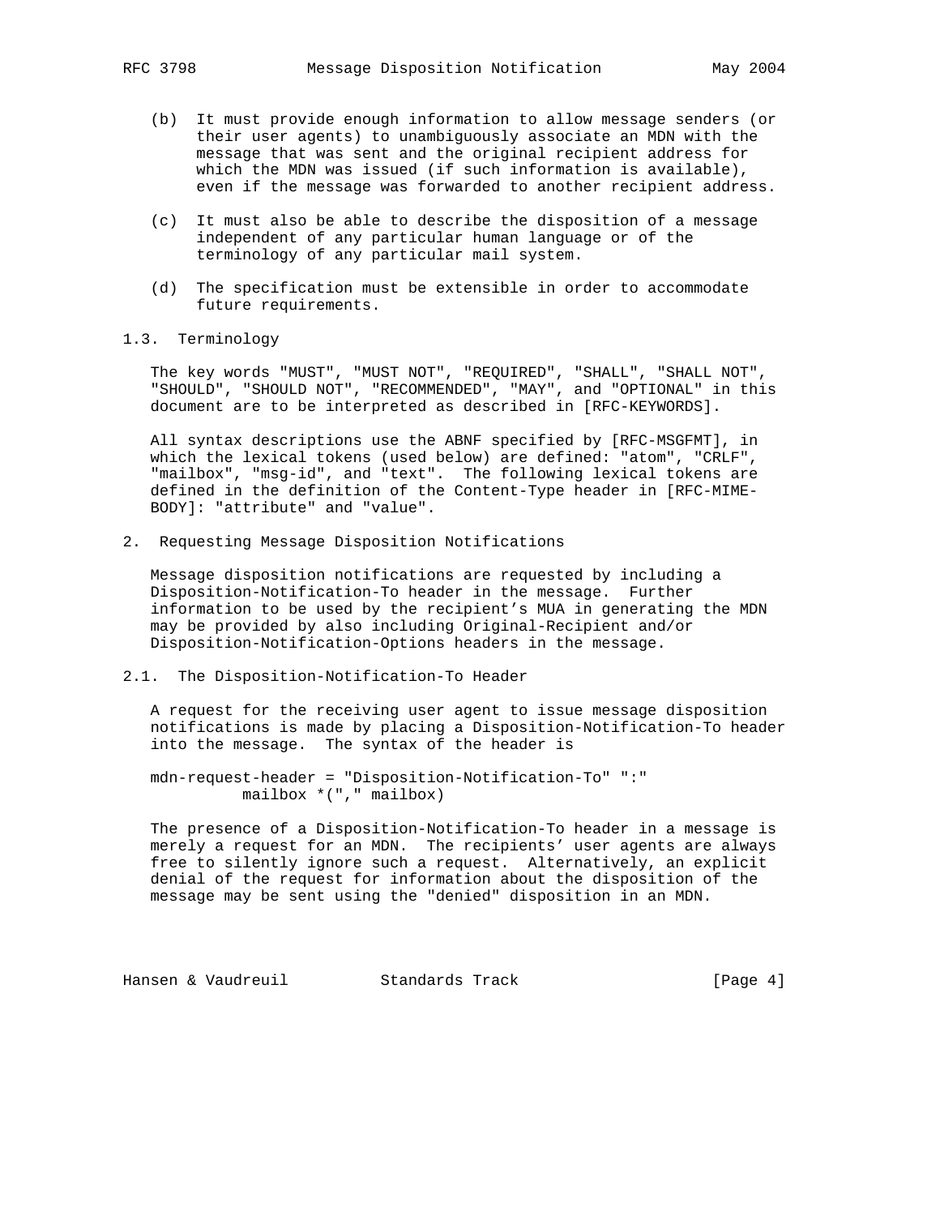(b) It must provide enough information to allow message senders (or their user agents) to unambiguously associate an MDN with the message that was sent and the original recipient address for which the MDN was issued (if such information is available), even if the message was forwarded to another recipient address.

(c) It must also be able to describe the disposition of a message independent of any particular human language or of the terminology of any particular mail system.

(d) The specification must be extensible in order to accommodate future requirements.

### 1.3. Terminology

The key words "MUST", "MUST NOT", "REQUIRED", "SHALL", "SHALL NOT", "SHOULD", "SHOULD NOT", "RECOMMENDED", "MAY", and "OPTIONAL" in this document are to be interpreted as described in [RFC-KEYWORDS].

All syntax descriptions use the ABNF specified by [RFC-MSGFMT], in which the lexical tokens (used below) are defined: "atom", "CRLF", "mailbox", "msg-id", and "text". The following lexical tokens are defined in the definition of the Content-Type header in [RFC-MIME-BODY]: "attribute" and "value".

## 2. Requesting Message Disposition Notifications

Message disposition notifications are requested by including a Disposition-Notification-To header in the message. Further information to be used by the recipient's MUA in generating the MDN may be provided by also including Original-Recipient and/or Disposition-Notification-Options headers in the message.

### 2.1. The Disposition-Notification-To Header

A request for the receiving user agent to issue message disposition notifications is made by placing a Disposition-Notification-To header into the message. The syntax of the header is

```
mdn-request-header = "Disposition-Notification-To" ":"
          mailbox *("," mailbox)
```

The presence of a Disposition-Notification-To header in a message is merely a request for an MDN. The recipients' user agents are always free to silently ignore such a request. Alternatively, an explicit denial of the request for information about the disposition of the message may be sent using the "denied" disposition in an MDN.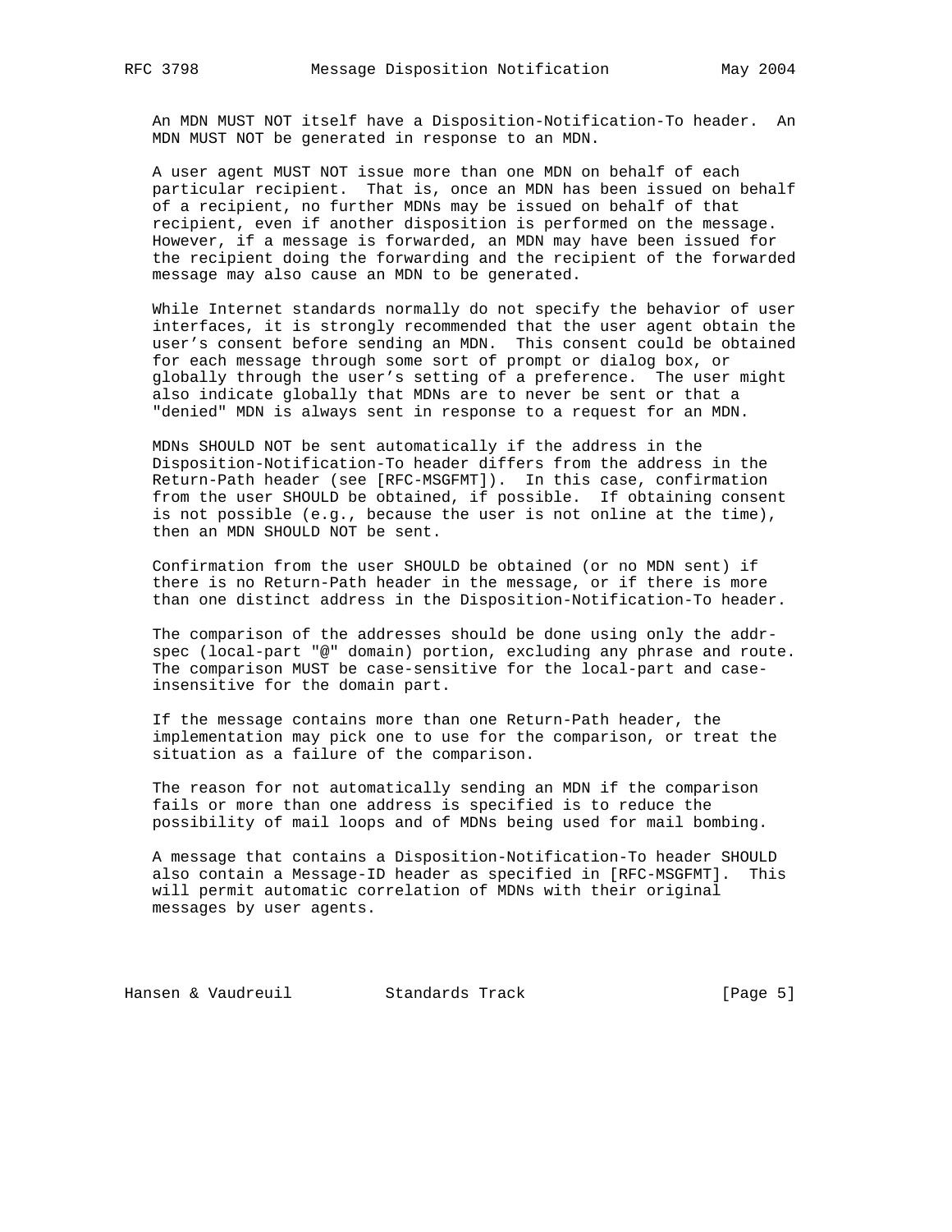An MDN MUST NOT itself have a Disposition-Notification-To header. An MDN MUST NOT be generated in response to an MDN.

A user agent MUST NOT issue more than one MDN on behalf of each particular recipient. That is, once an MDN has been issued on behalf of a recipient, no further MDNs may be issued on behalf of that recipient, even if another disposition is performed on the message. However, if a message is forwarded, an MDN may have been issued for the recipient doing the forwarding and the recipient of the forwarded message may also cause an MDN to be generated.

While Internet standards normally do not specify the behavior of user interfaces, it is strongly recommended that the user agent obtain the user's consent before sending an MDN. This consent could be obtained for each message through some sort of prompt or dialog box, or globally through the user's setting of a preference. The user might also indicate globally that MDNs are to never be sent or that a "denied" MDN is always sent in response to a request for an MDN.

MDNs SHOULD NOT be sent automatically if the address in the Disposition-Notification-To header differs from the address in the Return-Path header (see [RFC-MSGFMT]). In this case, confirmation from the user SHOULD be obtained, if possible. If obtaining consent is not possible (e.g., because the user is not online at the time), then an MDN SHOULD NOT be sent.

Confirmation from the user SHOULD be obtained (or no MDN sent) if there is no Return-Path header in the message, or if there is more than one distinct address in the Disposition-Notification-To header.

The comparison of the addresses should be done using only the addr-spec (local-part "@" domain) portion, excluding any phrase and route. The comparison MUST be case-sensitive for the local-part and case-insensitive for the domain part.

If the message contains more than one Return-Path header, the implementation may pick one to use for the comparison, or treat the situation as a failure of the comparison.

The reason for not automatically sending an MDN if the comparison fails or more than one address is specified is to reduce the possibility of mail loops and of MDNs being used for mail bombing.

A message that contains a Disposition-Notification-To header SHOULD also contain a Message-ID header as specified in [RFC-MSGFMT]. This will permit automatic correlation of MDNs with their original messages by user agents.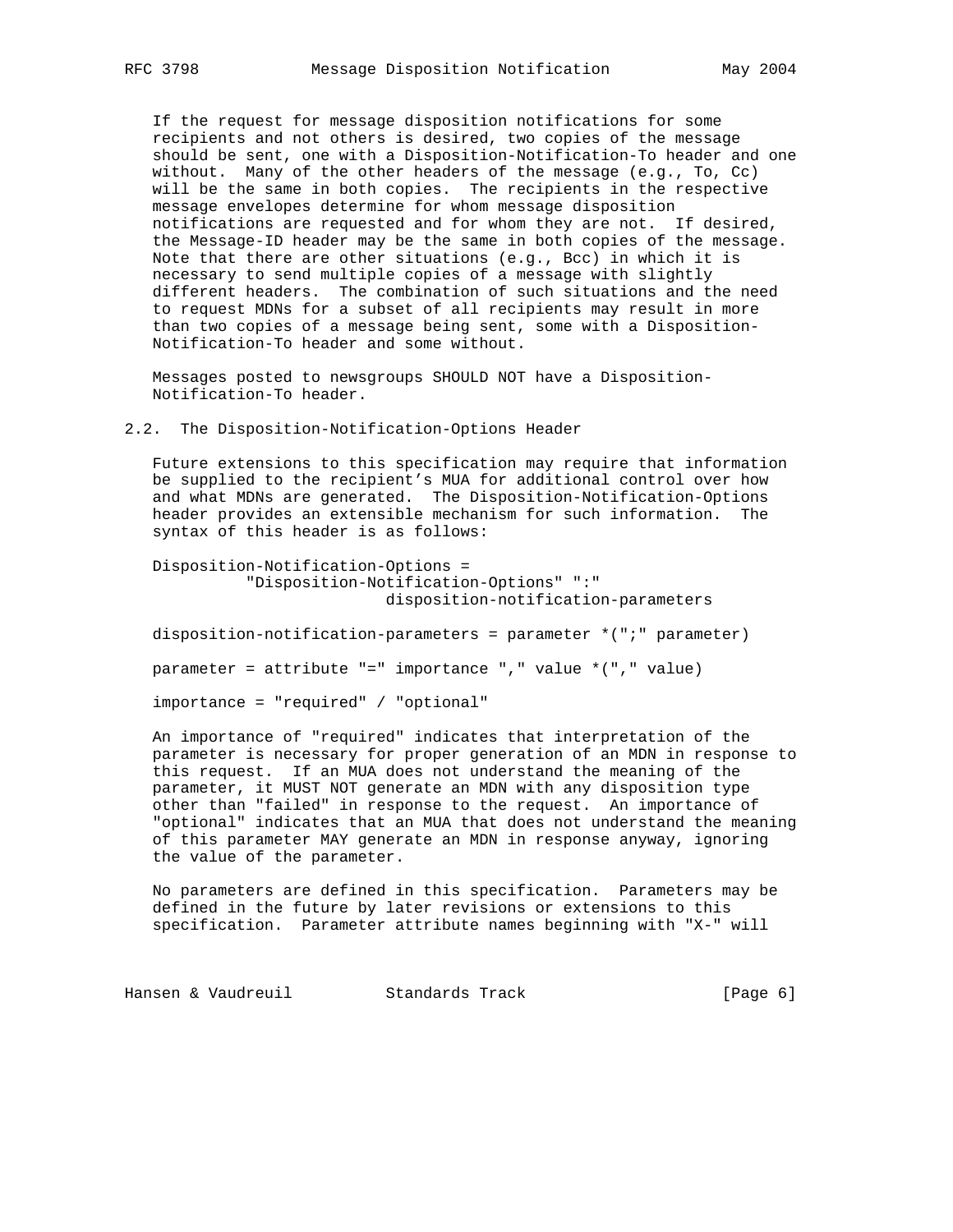If the request for message disposition notifications for some recipients and not others is desired, two copies of the message should be sent, one with a Disposition-Notification-To header and one without. Many of the other headers of the message (e.g., To, Cc) will be the same in both copies. The recipients in the respective message envelopes determine for whom message disposition notifications are requested and for whom they are not. If desired, the Message-ID header may be the same in both copies of the message. Note that there are other situations (e.g., Bcc) in which it is necessary to send multiple copies of a message with slightly different headers. The combination of such situations and the need to request MDNs for a subset of all recipients may result in more than two copies of a message being sent, some with a Disposition-Notification-To header and some without.

Messages posted to newsgroups SHOULD NOT have a Disposition-Notification-To header.

## 2.2. The Disposition-Notification-Options Header

Future extensions to this specification may require that information be supplied to the recipient's MUA for additional control over how and what MDNs are generated. The Disposition-Notification-Options header provides an extensible mechanism for such information. The syntax of this header is as follows:

```
Disposition-Notification-Options =
          "Disposition-Notification-Options" ":"
                         disposition-notification-parameters

disposition-notification-parameters = parameter *(";" parameter)

parameter = attribute "=" importance "," value *("," value)

importance = "required" / "optional"
```

An importance of "required" indicates that interpretation of the parameter is necessary for proper generation of an MDN in response to this request. If an MUA does not understand the meaning of the parameter, it MUST NOT generate an MDN with any disposition type other than "failed" in response to the request. An importance of "optional" indicates that an MUA that does not understand the meaning of this parameter MAY generate an MDN in response anyway, ignoring the value of the parameter.

No parameters are defined in this specification. Parameters may be defined in the future by later revisions or extensions to this specification. Parameter attribute names beginning with "X-" will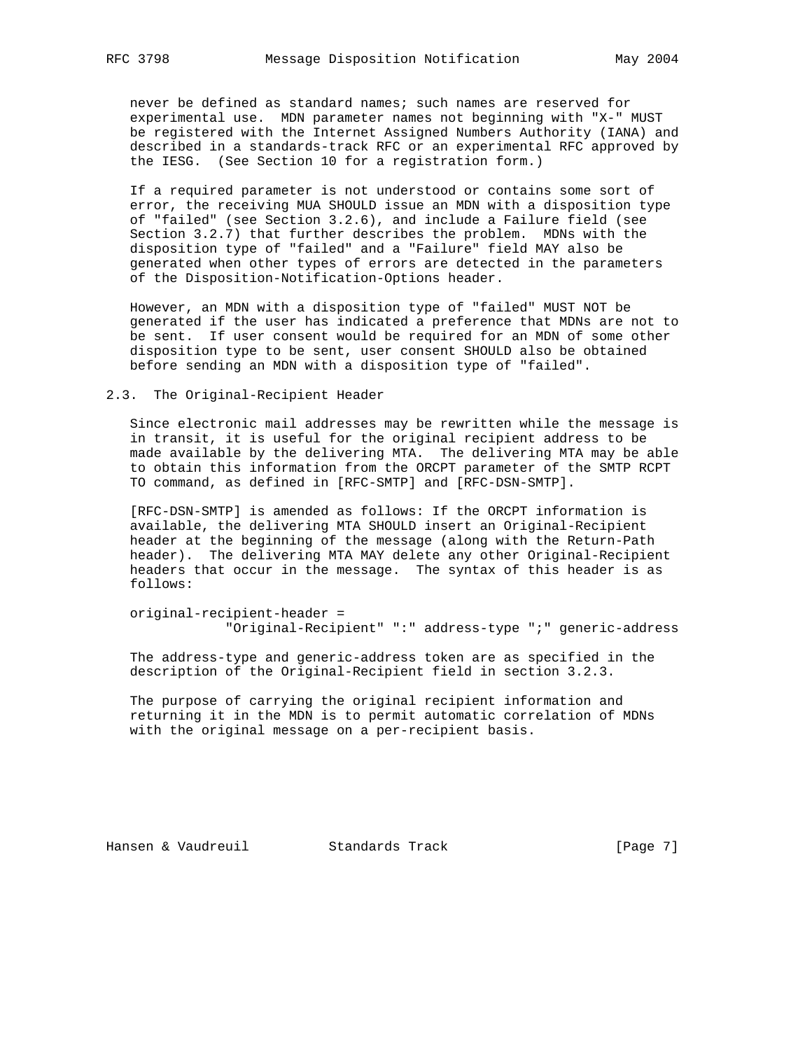never be defined as standard names; such names are reserved for experimental use. MDN parameter names not beginning with "X-" MUST be registered with the Internet Assigned Numbers Authority (IANA) and described in a standards-track RFC or an experimental RFC approved by the IESG. (See Section 10 for a registration form.)

If a required parameter is not understood or contains some sort of error, the receiving MUA SHOULD issue an MDN with a disposition type of "failed" (see Section 3.2.6), and include a Failure field (see Section 3.2.7) that further describes the problem. MDNs with the disposition type of "failed" and a "Failure" field MAY also be generated when other types of errors are detected in the parameters of the Disposition-Notification-Options header.

However, an MDN with a disposition type of "failed" MUST NOT be generated if the user has indicated a preference that MDNs are not to be sent. If user consent would be required for an MDN of some other disposition type to be sent, user consent SHOULD also be obtained before sending an MDN with a disposition type of "failed".

## 2.3. The Original-Recipient Header

Since electronic mail addresses may be rewritten while the message is in transit, it is useful for the original recipient address to be made available by the delivering MTA. The delivering MTA may be able to obtain this information from the ORCPT parameter of the SMTP RCPT TO command, as defined in [RFC-SMTP] and [RFC-DSN-SMTP].

[RFC-DSN-SMTP] is amended as follows: If the ORCPT information is available, the delivering MTA SHOULD insert an Original-Recipient header at the beginning of the message (along with the Return-Path header). The delivering MTA MAY delete any other Original-Recipient headers that occur in the message. The syntax of this header is as follows:

```
original-recipient-header =
            "Original-Recipient" ":" address-type ";" generic-address
```

The address-type and generic-address token are as specified in the description of the Original-Recipient field in section 3.2.3.

The purpose of carrying the original recipient information and returning it in the MDN is to permit automatic correlation of MDNs with the original message on a per-recipient basis.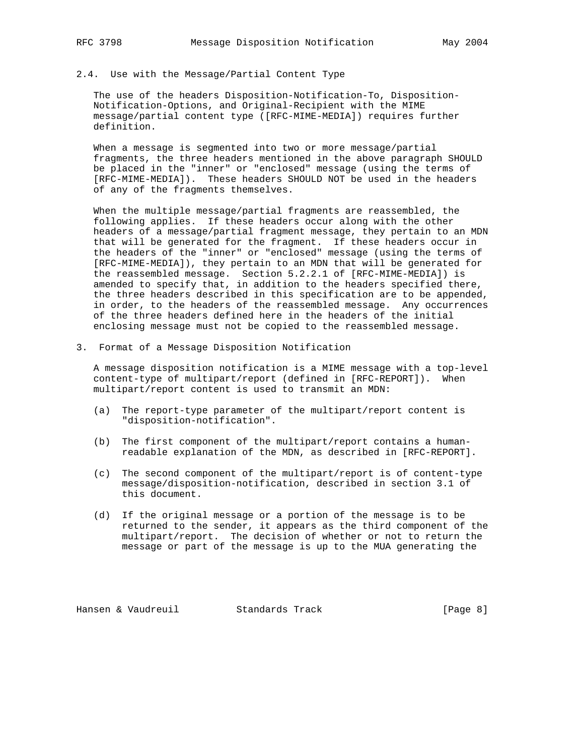## 2.4. Use with the Message/Partial Content Type

The use of the headers Disposition-Notification-To, Disposition-Notification-Options, and Original-Recipient with the MIME message/partial content type ([RFC-MIME-MEDIA]) requires further definition.

When a message is segmented into two or more message/partial fragments, the three headers mentioned in the above paragraph SHOULD be placed in the "inner" or "enclosed" message (using the terms of [RFC-MIME-MEDIA]). These headers SHOULD NOT be used in the headers of any of the fragments themselves.

When the multiple message/partial fragments are reassembled, the following applies. If these headers occur along with the other headers of a message/partial fragment message, they pertain to an MDN that will be generated for the fragment. If these headers occur in the headers of the "inner" or "enclosed" message (using the terms of [RFC-MIME-MEDIA]), they pertain to an MDN that will be generated for the reassembled message. Section 5.2.2.1 of [RFC-MIME-MEDIA]) is amended to specify that, in addition to the headers specified there, the three headers described in this specification are to be appended, in order, to the headers of the reassembled message. Any occurrences of the three headers defined here in the headers of the initial enclosing message must not be copied to the reassembled message.

# 3. Format of a Message Disposition Notification

A message disposition notification is a MIME message with a top-level content-type of multipart/report (defined in [RFC-REPORT]). When multipart/report content is used to transmit an MDN:

(a) The report-type parameter of the multipart/report content is "disposition-notification".

(b) The first component of the multipart/report contains a human-readable explanation of the MDN, as described in [RFC-REPORT].

(c) The second component of the multipart/report is of content-type message/disposition-notification, described in section 3.1 of this document.

(d) If the original message or a portion of the message is to be returned to the sender, it appears as the third component of the multipart/report. The decision of whether or not to return the message or part of the message is up to the MUA generating the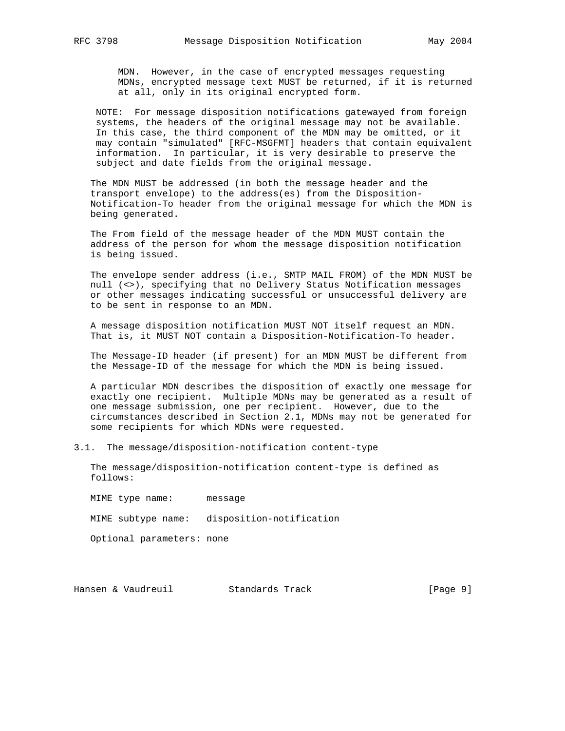MDN. However, in the case of encrypted messages requesting MDNs, encrypted message text MUST be returned, if it is returned at all, only in its original encrypted form.

NOTE: For message disposition notifications gatewayed from foreign systems, the headers of the original message may not be available. In this case, the third component of the MDN may be omitted, or it may contain "simulated" [RFC-MSGFMT] headers that contain equivalent information. In particular, it is very desirable to preserve the subject and date fields from the original message.

The MDN MUST be addressed (in both the message header and the transport envelope) to the address(es) from the Disposition-Notification-To header from the original message for which the MDN is being generated.

The From field of the message header of the MDN MUST contain the address of the person for whom the message disposition notification is being issued.

The envelope sender address (i.e., SMTP MAIL FROM) of the MDN MUST be null (<>), specifying that no Delivery Status Notification messages or other messages indicating successful or unsuccessful delivery are to be sent in response to an MDN.

A message disposition notification MUST NOT itself request an MDN. That is, it MUST NOT contain a Disposition-Notification-To header.

The Message-ID header (if present) for an MDN MUST be different from the Message-ID of the message for which the MDN is being issued.

A particular MDN describes the disposition of exactly one message for exactly one recipient. Multiple MDNs may be generated as a result of one message submission, one per recipient. However, due to the circumstances described in Section 2.1, MDNs may not be generated for some recipients for which MDNs were requested.

## 3.1. The message/disposition-notification content-type

The message/disposition-notification content-type is defined as follows:

MIME type name: message

MIME subtype name: disposition-notification

Optional parameters: none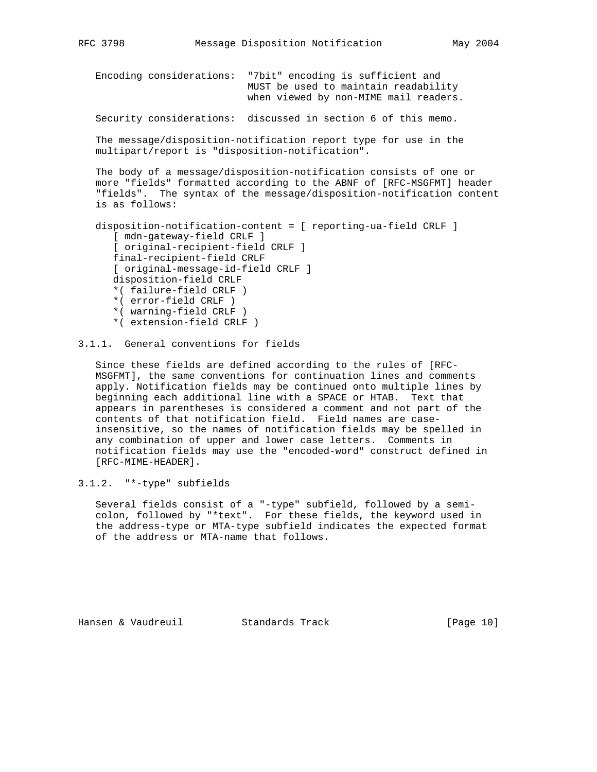Encoding considerations: "7bit" encoding is sufficient and MUST be used to maintain readability when viewed by non-MIME mail readers.

Security considerations: discussed in section 6 of this memo.

The message/disposition-notification report type for use in the multipart/report is "disposition-notification".

The body of a message/disposition-notification consists of one or more "fields" formatted according to the ABNF of [RFC-MSGFMT] header "fields". The syntax of the message/disposition-notification content is as follows:

```
disposition-notification-content = [ reporting-ua-field CRLF ]
   [ mdn-gateway-field CRLF ]
   [ original-recipient-field CRLF ]
   final-recipient-field CRLF
   [ original-message-id-field CRLF ]
   disposition-field CRLF
   *( failure-field CRLF )
   *( error-field CRLF )
   *( warning-field CRLF )
   *( extension-field CRLF )
```

### 3.1.1. General conventions for fields

Since these fields are defined according to the rules of [RFC-MSGFMT], the same conventions for continuation lines and comments apply. Notification fields may be continued onto multiple lines by beginning each additional line with a SPACE or HTAB. Text that appears in parentheses is considered a comment and not part of the contents of that notification field. Field names are case-insensitive, so the names of notification fields may be spelled in any combination of upper and lower case letters. Comments in notification fields may use the "encoded-word" construct defined in [RFC-MIME-HEADER].

### 3.1.2. "*-type" subfields

Several fields consist of a "-type" subfield, followed by a semi-colon, followed by "*text". For these fields, the keyword used in the address-type or MTA-type subfield indicates the expected format of the address or MTA-name that follows.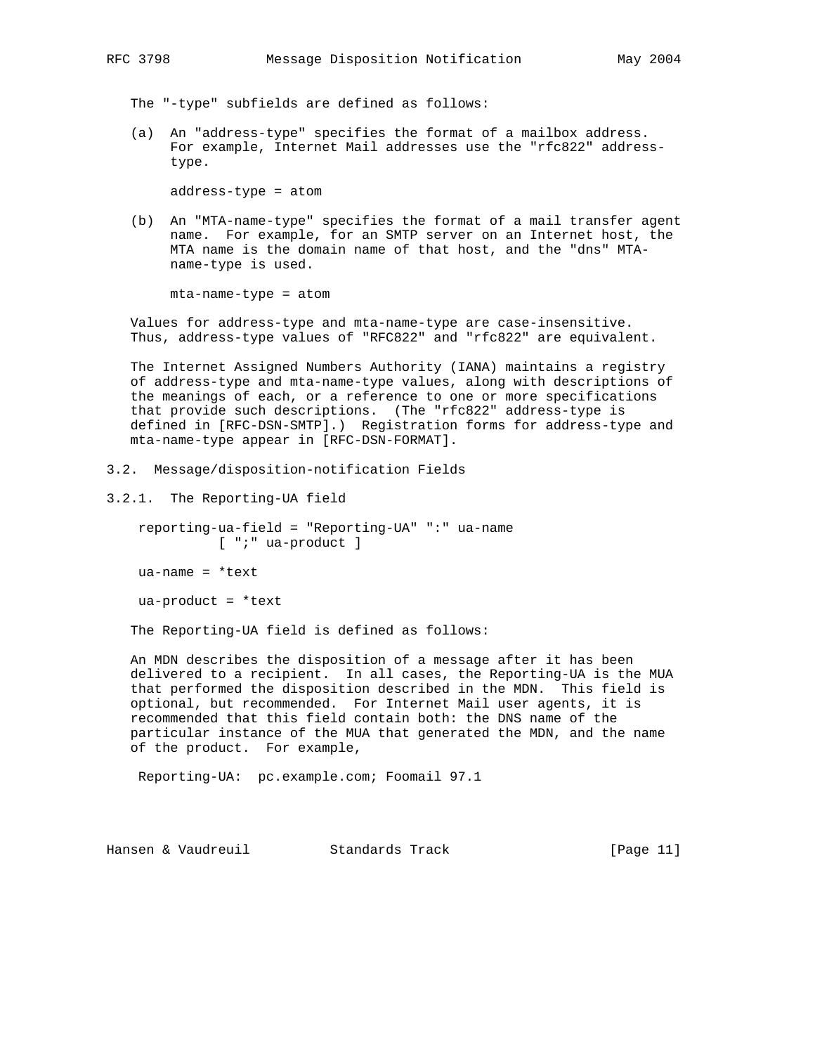The "-type" subfields are defined as follows:

(a) An "address-type" specifies the format of a mailbox address. For example, Internet Mail addresses use the "rfc822" address-type.

```
address-type = atom
```

(b) An "MTA-name-type" specifies the format of a mail transfer agent name. For example, for an SMTP server on an Internet host, the MTA name is the domain name of that host, and the "dns" MTA-name-type is used.

```
mta-name-type = atom
```

Values for address-type and mta-name-type are case-insensitive. Thus, address-type values of "RFC822" and "rfc822" are equivalent.

The Internet Assigned Numbers Authority (IANA) maintains a registry of address-type and mta-name-type values, along with descriptions of the meanings of each, or a reference to one or more specifications that provide such descriptions. (The "rfc822" address-type is defined in [RFC-DSN-SMTP].) Registration forms for address-type and mta-name-type appear in [RFC-DSN-FORMAT].

## 3.2. Message/disposition-notification Fields

### 3.2.1. The Reporting-UA field

```
reporting-ua-field = "Reporting-UA" ":" ua-name
          [ ";" ua-product ]

ua-name = *text

ua-product = *text
```

The Reporting-UA field is defined as follows:

An MDN describes the disposition of a message after it has been delivered to a recipient. In all cases, the Reporting-UA is the MUA that performed the disposition described in the MDN. This field is optional, but recommended. For Internet Mail user agents, it is recommended that this field contain both: the DNS name of the particular instance of the MUA that generated the MDN, and the name of the product. For example,

```
Reporting-UA:  pc.example.com; Foomail 97.1
```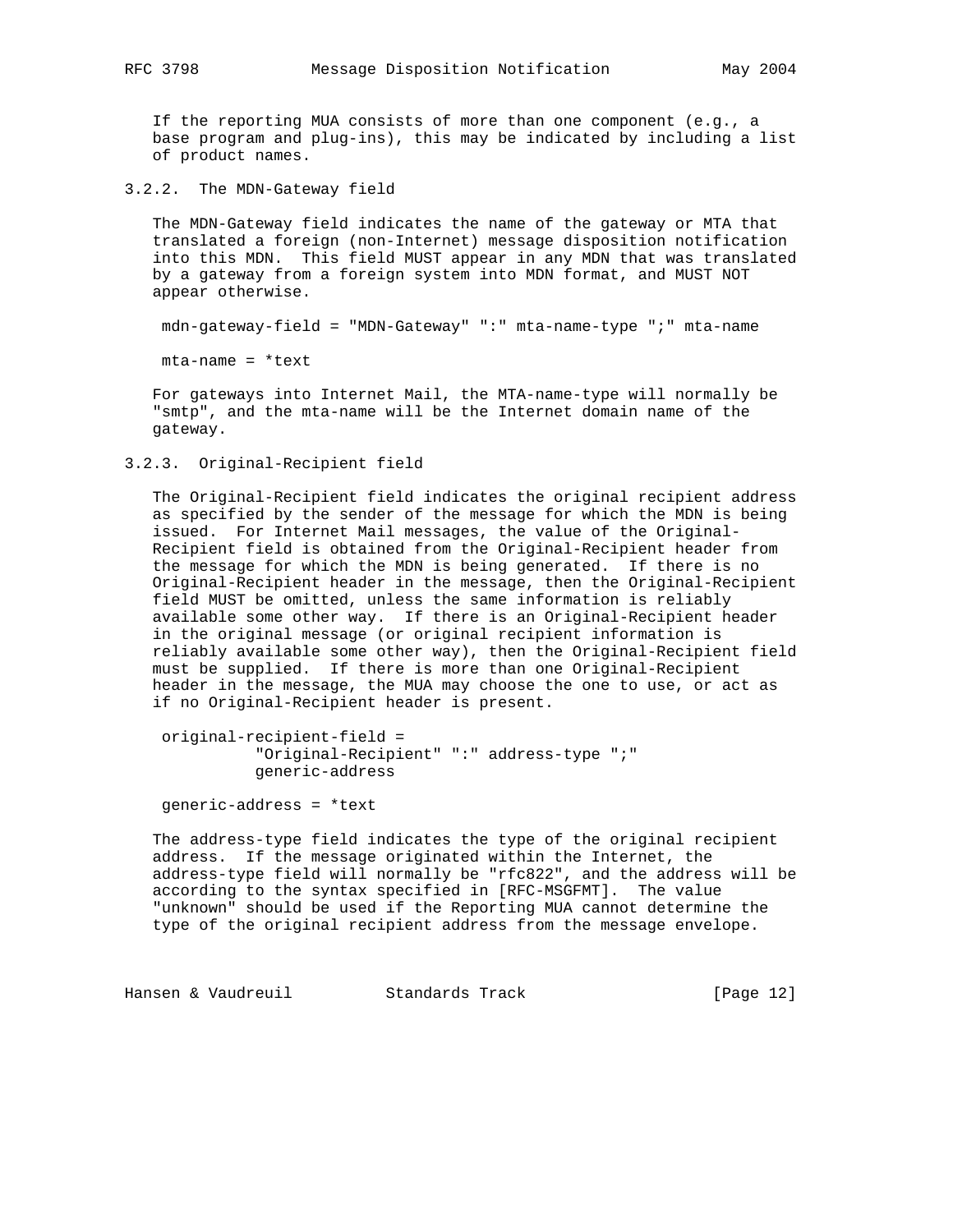If the reporting MUA consists of more than one component (e.g., a base program and plug-ins), this may be indicated by including a list of product names.

### 3.2.2. The MDN-Gateway field

The MDN-Gateway field indicates the name of the gateway or MTA that translated a foreign (non-Internet) message disposition notification into this MDN. This field MUST appear in any MDN that was translated by a gateway from a foreign system into MDN format, and MUST NOT appear otherwise.

```
mdn-gateway-field = "MDN-Gateway" ":" mta-name-type ";" mta-name

mta-name = *text
```

For gateways into Internet Mail, the MTA-name-type will normally be "smtp", and the mta-name will be the Internet domain name of the gateway.

### 3.2.3. Original-Recipient field

The Original-Recipient field indicates the original recipient address as specified by the sender of the message for which the MDN is being issued. For Internet Mail messages, the value of the Original-Recipient field is obtained from the Original-Recipient header from the message for which the MDN is being generated. If there is no Original-Recipient header in the message, then the Original-Recipient field MUST be omitted, unless the same information is reliably available some other way. If there is an Original-Recipient header in the original message (or original recipient information is reliably available some other way), then the Original-Recipient field must be supplied. If there is more than one Original-Recipient header in the message, the MUA may choose the one to use, or act as if no Original-Recipient header is present.

```
original-recipient-field =
          "Original-Recipient" ":" address-type ";"
          generic-address

generic-address = *text
```

The address-type field indicates the type of the original recipient address. If the message originated within the Internet, the address-type field will normally be "rfc822", and the address will be according to the syntax specified in [RFC-MSGFMT]. The value "unknown" should be used if the Reporting MUA cannot determine the type of the original recipient address from the message envelope.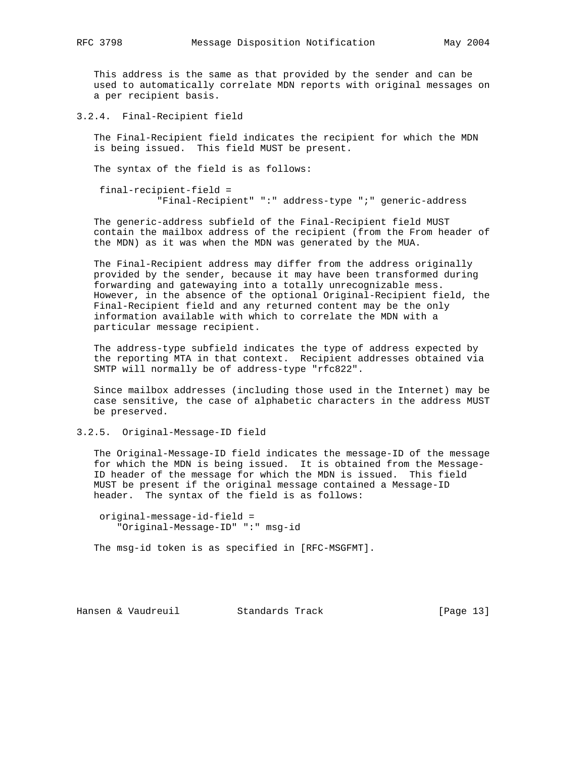This address is the same as that provided by the sender and can be used to automatically correlate MDN reports with original messages on a per recipient basis.

### 3.2.4. Final-Recipient field

The Final-Recipient field indicates the recipient for which the MDN is being issued. This field MUST be present.

The syntax of the field is as follows:

```
final-recipient-field =
          "Final-Recipient" ":" address-type ";" generic-address
```

The generic-address subfield of the Final-Recipient field MUST contain the mailbox address of the recipient (from the From header of the MDN) as it was when the MDN was generated by the MUA.

The Final-Recipient address may differ from the address originally provided by the sender, because it may have been transformed during forwarding and gatewaying into a totally unrecognizable mess. However, in the absence of the optional Original-Recipient field, the Final-Recipient field and any returned content may be the only information available with which to correlate the MDN with a particular message recipient.

The address-type subfield indicates the type of address expected by the reporting MTA in that context. Recipient addresses obtained via SMTP will normally be of address-type "rfc822".

Since mailbox addresses (including those used in the Internet) may be case sensitive, the case of alphabetic characters in the address MUST be preserved.

### 3.2.5. Original-Message-ID field

The Original-Message-ID field indicates the message-ID of the message for which the MDN is being issued. It is obtained from the Message-ID header of the message for which the MDN is issued. This field MUST be present if the original message contained a Message-ID header. The syntax of the field is as follows:

```
original-message-id-field =
   "Original-Message-ID" ":" msg-id
```

The msg-id token is as specified in [RFC-MSGFMT].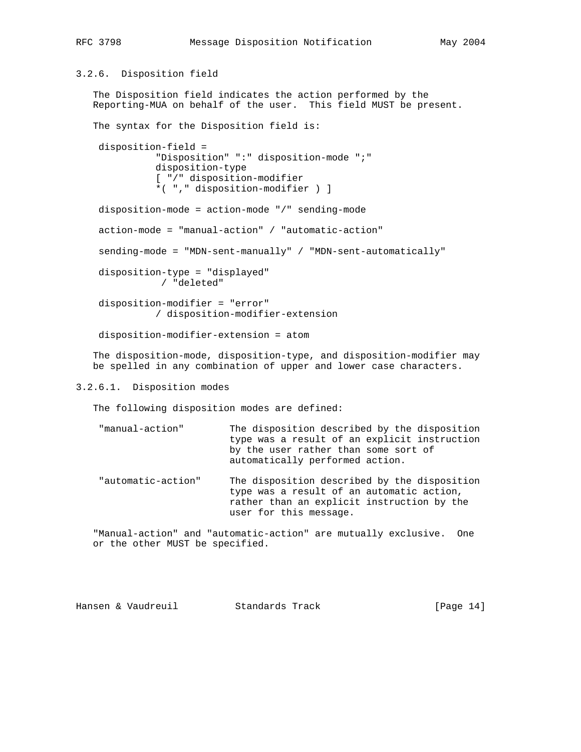### 3.2.6. Disposition field

The Disposition field indicates the action performed by the Reporting-MUA on behalf of the user. This field MUST be present.

The syntax for the Disposition field is:

```
disposition-field =
          "Disposition" ":" disposition-mode ";"
          disposition-type
          [ "/" disposition-modifier
          *( "," disposition-modifier ) ]

disposition-mode = action-mode "/" sending-mode

action-mode = "manual-action" / "automatic-action"

sending-mode = "MDN-sent-manually" / "MDN-sent-automatically"

disposition-type = "displayed"
           / "deleted"

disposition-modifier = "error"
          / disposition-modifier-extension

disposition-modifier-extension = atom
```

The disposition-mode, disposition-type, and disposition-modifier may be spelled in any combination of upper and lower case characters.

#### 3.2.6.1. Disposition modes

The following disposition modes are defined:

```
"manual-action"        The disposition described by the disposition
                       type was a result of an explicit instruction
                       by the user rather than some sort of
                       automatically performed action.

"automatic-action"     The disposition described by the disposition
                       type was a result of an automatic action,
                       rather than an explicit instruction by the
                       user for this message.
```

"Manual-action" and "automatic-action" are mutually exclusive. One or the other MUST be specified.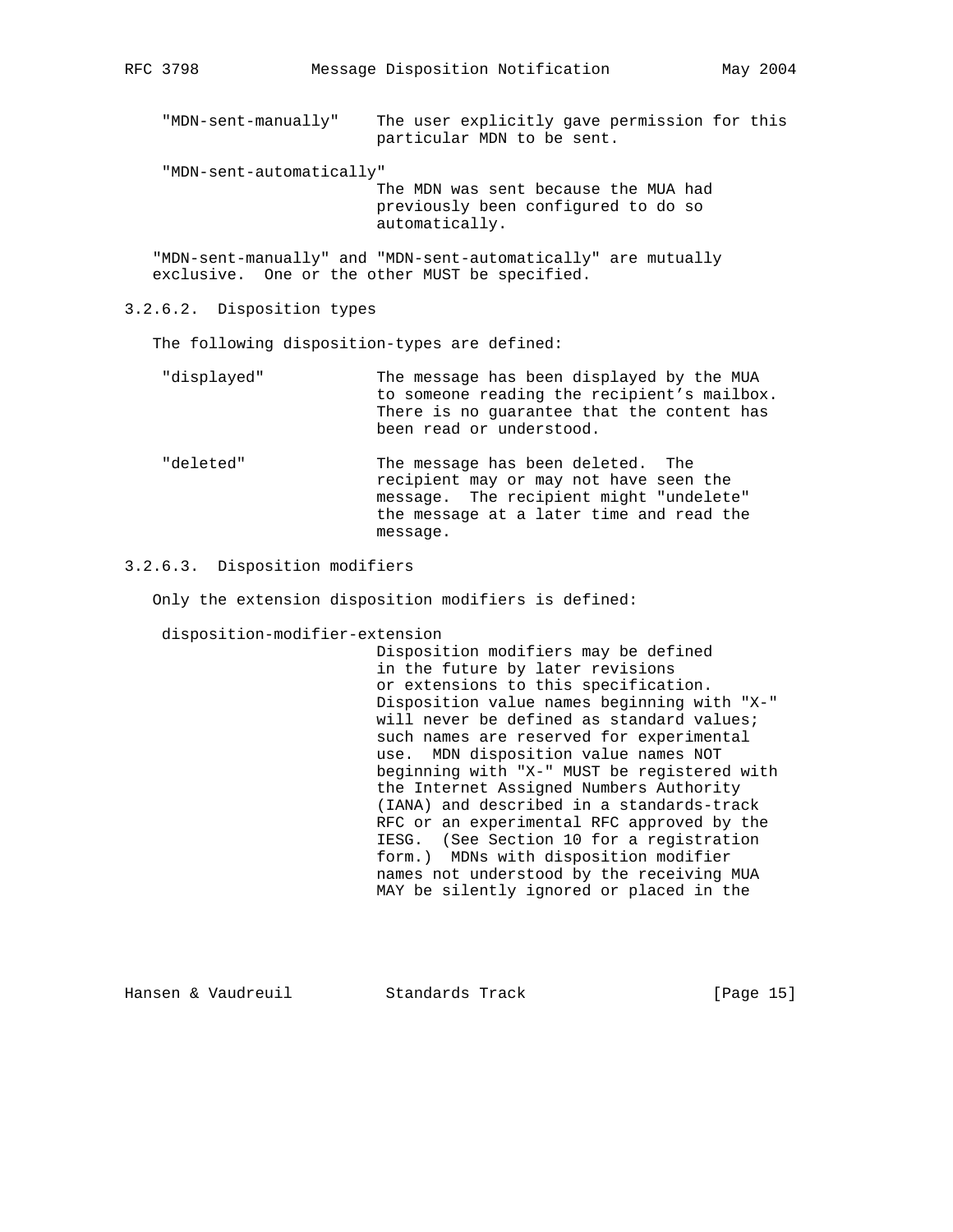"MDN-sent-manually" The user explicitly gave permission for this particular MDN to be sent.

"MDN-sent-automatically" The MDN was sent because the MUA had previously been configured to do so automatically.

"MDN-sent-manually" and "MDN-sent-automatically" are mutually exclusive. One or the other MUST be specified.

#### 3.2.6.2. Disposition types

The following disposition-types are defined:

"displayed" The message has been displayed by the MUA to someone reading the recipient's mailbox. There is no guarantee that the content has been read or understood.

"deleted" The message has been deleted. The recipient may or may not have seen the message. The recipient might "undelete" the message at a later time and read the message.

#### 3.2.6.3. Disposition modifiers

Only the extension disposition modifiers is defined:

disposition-modifier-extension
Disposition modifiers may be defined in the future by later revisions or extensions to this specification. Disposition value names beginning with "X-" will never be defined as standard values; such names are reserved for experimental use. MDN disposition value names NOT beginning with "X-" MUST be registered with the Internet Assigned Numbers Authority (IANA) and described in a standards-track RFC or an experimental RFC approved by the IESG. (See Section 10 for a registration form.) MDNs with disposition modifier names not understood by the receiving MUA MAY be silently ignored or placed in the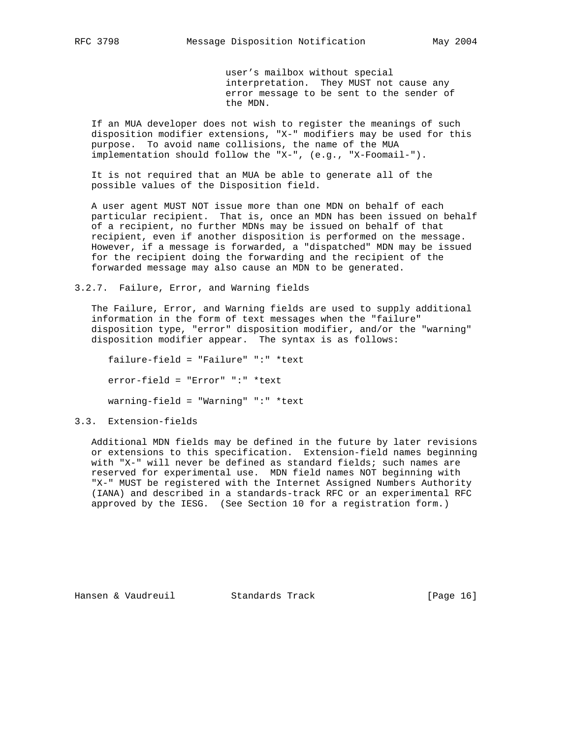user's mailbox without special interpretation. They MUST not cause any error message to be sent to the sender of the MDN.

If an MUA developer does not wish to register the meanings of such disposition modifier extensions, "X-" modifiers may be used for this purpose. To avoid name collisions, the name of the MUA implementation should follow the "X-", (e.g., "X-Foomail-").

It is not required that an MUA be able to generate all of the possible values of the Disposition field.

A user agent MUST NOT issue more than one MDN on behalf of each particular recipient. That is, once an MDN has been issued on behalf of a recipient, no further MDNs may be issued on behalf of that recipient, even if another disposition is performed on the message. However, if a message is forwarded, a "dispatched" MDN may be issued for the recipient doing the forwarding and the recipient of the forwarded message may also cause an MDN to be generated.

### 3.2.7. Failure, Error, and Warning fields

The Failure, Error, and Warning fields are used to supply additional information in the form of text messages when the "failure" disposition type, "error" disposition modifier, and/or the "warning" disposition modifier appear. The syntax is as follows:

```
failure-field = "Failure" ":" *text

error-field = "Error" ":" *text

warning-field = "Warning" ":" *text
```

## 3.3. Extension-fields

Additional MDN fields may be defined in the future by later revisions or extensions to this specification. Extension-field names beginning with "X-" will never be defined as standard fields; such names are reserved for experimental use. MDN field names NOT beginning with "X-" MUST be registered with the Internet Assigned Numbers Authority (IANA) and described in a standards-track RFC or an experimental RFC approved by the IESG. (See Section 10 for a registration form.)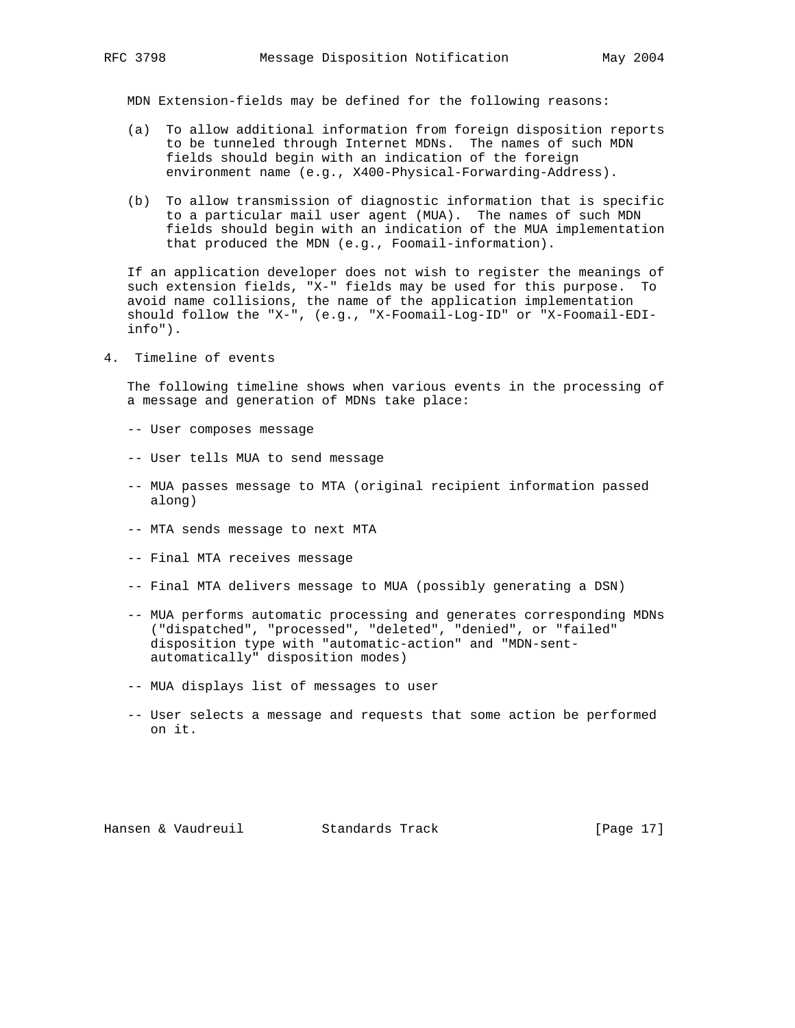MDN Extension-fields may be defined for the following reasons:

(a) To allow additional information from foreign disposition reports to be tunneled through Internet MDNs. The names of such MDN fields should begin with an indication of the foreign environment name (e.g., X400-Physical-Forwarding-Address).

(b) To allow transmission of diagnostic information that is specific to a particular mail user agent (MUA). The names of such MDN fields should begin with an indication of the MUA implementation that produced the MDN (e.g., Foomail-information).

If an application developer does not wish to register the meanings of such extension fields, "X-" fields may be used for this purpose. To avoid name collisions, the name of the application implementation should follow the "X-", (e.g., "X-Foomail-Log-ID" or "X-Foomail-EDI-info").

## 4. Timeline of events

The following timeline shows when various events in the processing of a message and generation of MDNs take place:

-- User composes message

-- User tells MUA to send message

-- MUA passes message to MTA (original recipient information passed along)

-- MTA sends message to next MTA

-- Final MTA receives message

-- Final MTA delivers message to MUA (possibly generating a DSN)

-- MUA performs automatic processing and generates corresponding MDNs ("dispatched", "processed", "deleted", "denied", or "failed" disposition type with "automatic-action" and "MDN-sent-automatically" disposition modes)

-- MUA displays list of messages to user

-- User selects a message and requests that some action be performed on it.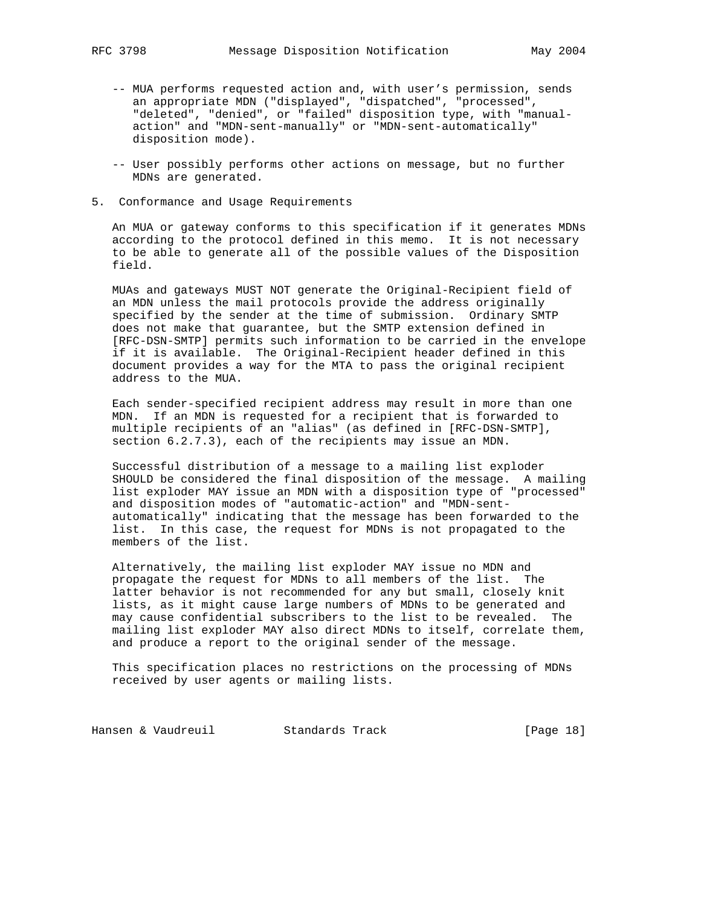-- MUA performs requested action and, with user's permission, sends an appropriate MDN ("displayed", "dispatched", "processed", "deleted", "denied", or "failed" disposition type, with "manual-action" and "MDN-sent-manually" or "MDN-sent-automatically" disposition mode).

-- User possibly performs other actions on message, but no further MDNs are generated.

## 5. Conformance and Usage Requirements

An MUA or gateway conforms to this specification if it generates MDNs according to the protocol defined in this memo. It is not necessary to be able to generate all of the possible values of the Disposition field.

MUAs and gateways MUST NOT generate the Original-Recipient field of an MDN unless the mail protocols provide the address originally specified by the sender at the time of submission. Ordinary SMTP does not make that guarantee, but the SMTP extension defined in [RFC-DSN-SMTP] permits such information to be carried in the envelope if it is available. The Original-Recipient header defined in this document provides a way for the MTA to pass the original recipient address to the MUA.

Each sender-specified recipient address may result in more than one MDN. If an MDN is requested for a recipient that is forwarded to multiple recipients of an "alias" (as defined in [RFC-DSN-SMTP], section 6.2.7.3), each of the recipients may issue an MDN.

Successful distribution of a message to a mailing list exploder SHOULD be considered the final disposition of the message. A mailing list exploder MAY issue an MDN with a disposition type of "processed" and disposition modes of "automatic-action" and "MDN-sent-automatically" indicating that the message has been forwarded to the list. In this case, the request for MDNs is not propagated to the members of the list.

Alternatively, the mailing list exploder MAY issue no MDN and propagate the request for MDNs to all members of the list. The latter behavior is not recommended for any but small, closely knit lists, as it might cause large numbers of MDNs to be generated and may cause confidential subscribers to the list to be revealed. The mailing list exploder MAY also direct MDNs to itself, correlate them, and produce a report to the original sender of the message.

This specification places no restrictions on the processing of MDNs received by user agents or mailing lists.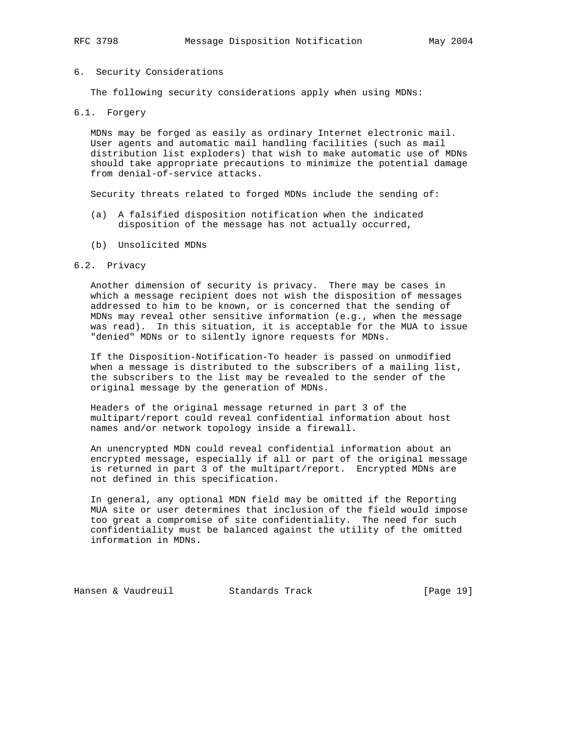## 6. Security Considerations

The following security considerations apply when using MDNs:

### 6.1. Forgery

MDNs may be forged as easily as ordinary Internet electronic mail. User agents and automatic mail handling facilities (such as mail distribution list exploders) that wish to make automatic use of MDNs should take appropriate precautions to minimize the potential damage from denial-of-service attacks.

Security threats related to forged MDNs include the sending of:

(a) A falsified disposition notification when the indicated disposition of the message has not actually occurred,

(b) Unsolicited MDNs

### 6.2. Privacy

Another dimension of security is privacy. There may be cases in which a message recipient does not wish the disposition of messages addressed to him to be known, or is concerned that the sending of MDNs may reveal other sensitive information (e.g., when the message was read). In this situation, it is acceptable for the MUA to issue "denied" MDNs or to silently ignore requests for MDNs.

If the Disposition-Notification-To header is passed on unmodified when a message is distributed to the subscribers of a mailing list, the subscribers to the list may be revealed to the sender of the original message by the generation of MDNs.

Headers of the original message returned in part 3 of the multipart/report could reveal confidential information about host names and/or network topology inside a firewall.

An unencrypted MDN could reveal confidential information about an encrypted message, especially if all or part of the original message is returned in part 3 of the multipart/report. Encrypted MDNs are not defined in this specification.

In general, any optional MDN field may be omitted if the Reporting MUA site or user determines that inclusion of the field would impose too great a compromise of site confidentiality. The need for such confidentiality must be balanced against the utility of the omitted information in MDNs.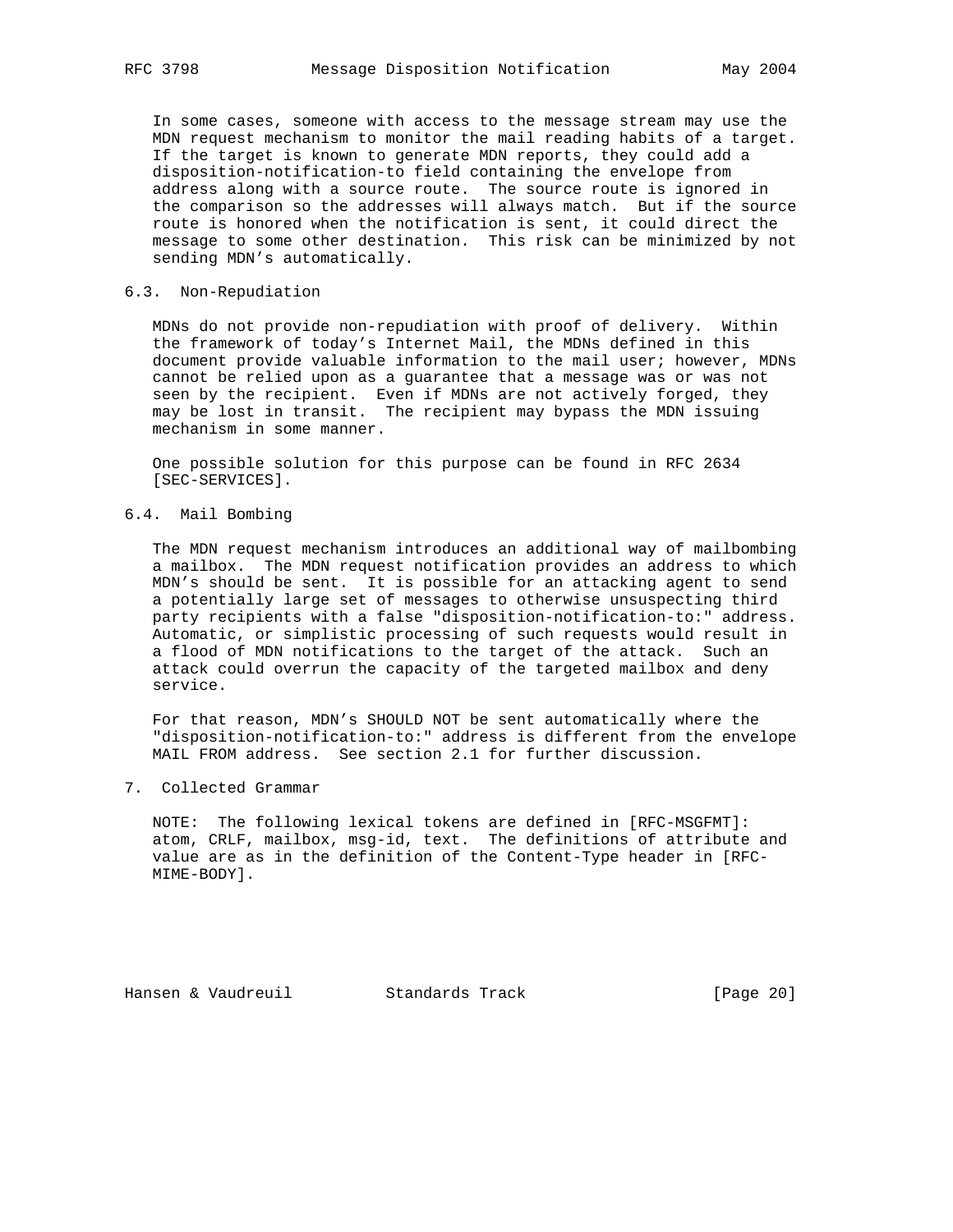In some cases, someone with access to the message stream may use the MDN request mechanism to monitor the mail reading habits of a target. If the target is known to generate MDN reports, they could add a disposition-notification-to field containing the envelope from address along with a source route. The source route is ignored in the comparison so the addresses will always match. But if the source route is honored when the notification is sent, it could direct the message to some other destination. This risk can be minimized by not sending MDN's automatically.

### 6.3. Non-Repudiation

MDNs do not provide non-repudiation with proof of delivery. Within the framework of today's Internet Mail, the MDNs defined in this document provide valuable information to the mail user; however, MDNs cannot be relied upon as a guarantee that a message was or was not seen by the recipient. Even if MDNs are not actively forged, they may be lost in transit. The recipient may bypass the MDN issuing mechanism in some manner.

One possible solution for this purpose can be found in RFC 2634 [SEC-SERVICES].

### 6.4. Mail Bombing

The MDN request mechanism introduces an additional way of mailbombing a mailbox. The MDN request notification provides an address to which MDN's should be sent. It is possible for an attacking agent to send a potentially large set of messages to otherwise unsuspecting third party recipients with a false "disposition-notification-to:" address. Automatic, or simplistic processing of such requests would result in a flood of MDN notifications to the target of the attack. Such an attack could overrun the capacity of the targeted mailbox and deny service.

For that reason, MDN's SHOULD NOT be sent automatically where the "disposition-notification-to:" address is different from the envelope MAIL FROM address. See section 2.1 for further discussion.

## 7. Collected Grammar

NOTE: The following lexical tokens are defined in [RFC-MSGFMT]: atom, CRLF, mailbox, msg-id, text. The definitions of attribute and value are as in the definition of the Content-Type header in [RFC-MIME-BODY].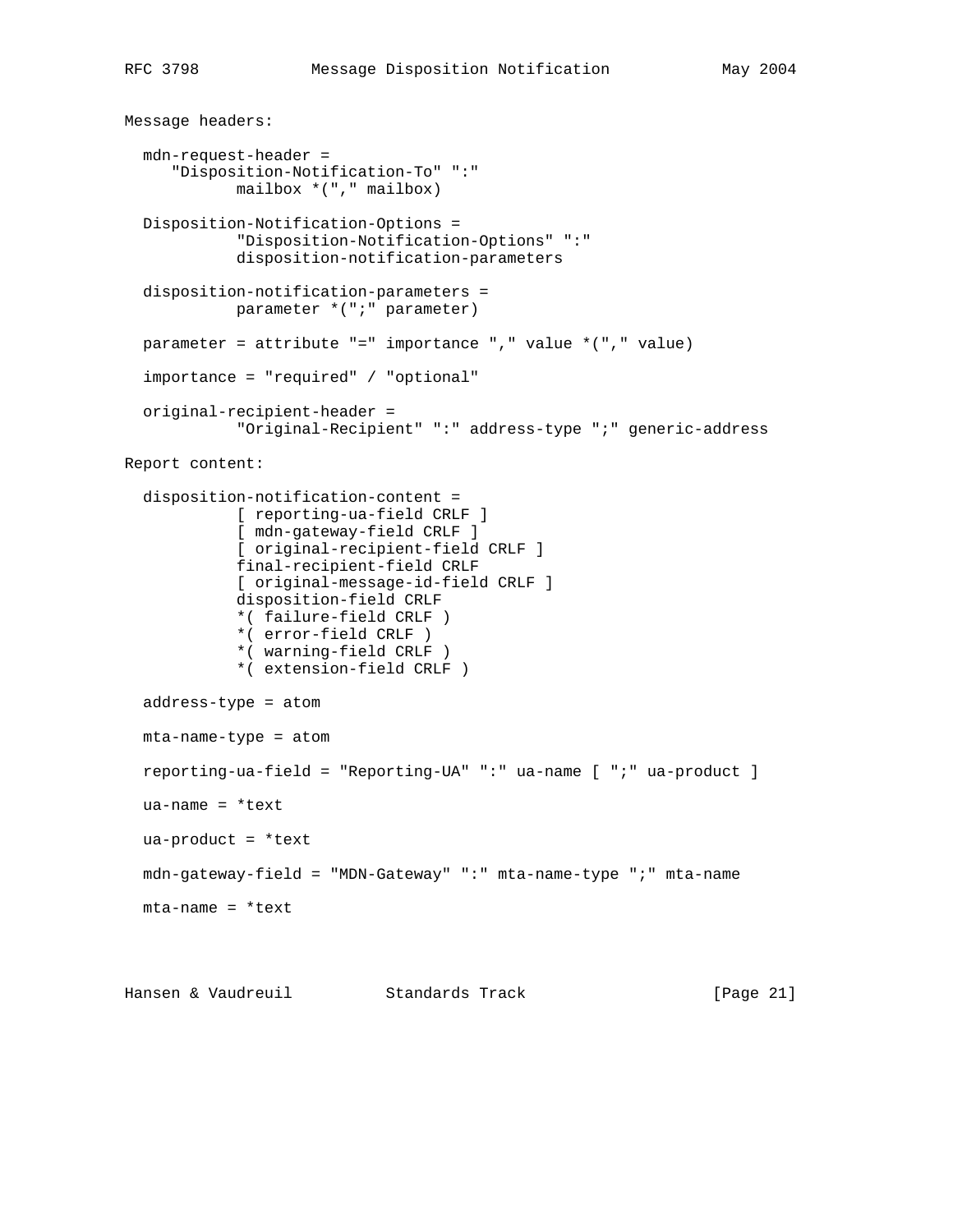Message headers:

```
  mdn-request-header =
     "Disposition-Notification-To" ":"
            mailbox *("," mailbox)

  Disposition-Notification-Options =
            "Disposition-Notification-Options" ":"
            disposition-notification-parameters

  disposition-notification-parameters =
            parameter *(";" parameter)

  parameter = attribute "=" importance "," value *("," value)

  importance = "required" / "optional"

  original-recipient-header =
            "Original-Recipient" ":" address-type ";" generic-address
```

Report content:

```
  disposition-notification-content =
            [ reporting-ua-field CRLF ]
            [ mdn-gateway-field CRLF ]
            [ original-recipient-field CRLF ]
            final-recipient-field CRLF
            [ original-message-id-field CRLF ]
            disposition-field CRLF
            *( failure-field CRLF )
            *( error-field CRLF )
            *( warning-field CRLF )
            *( extension-field CRLF )

  address-type = atom

  mta-name-type = atom

  reporting-ua-field = "Reporting-UA" ":" ua-name [ ";" ua-product ]

  ua-name = *text

  ua-product = *text

  mdn-gateway-field = "MDN-Gateway" ":" mta-name-type ";" mta-name

  mta-name = *text
```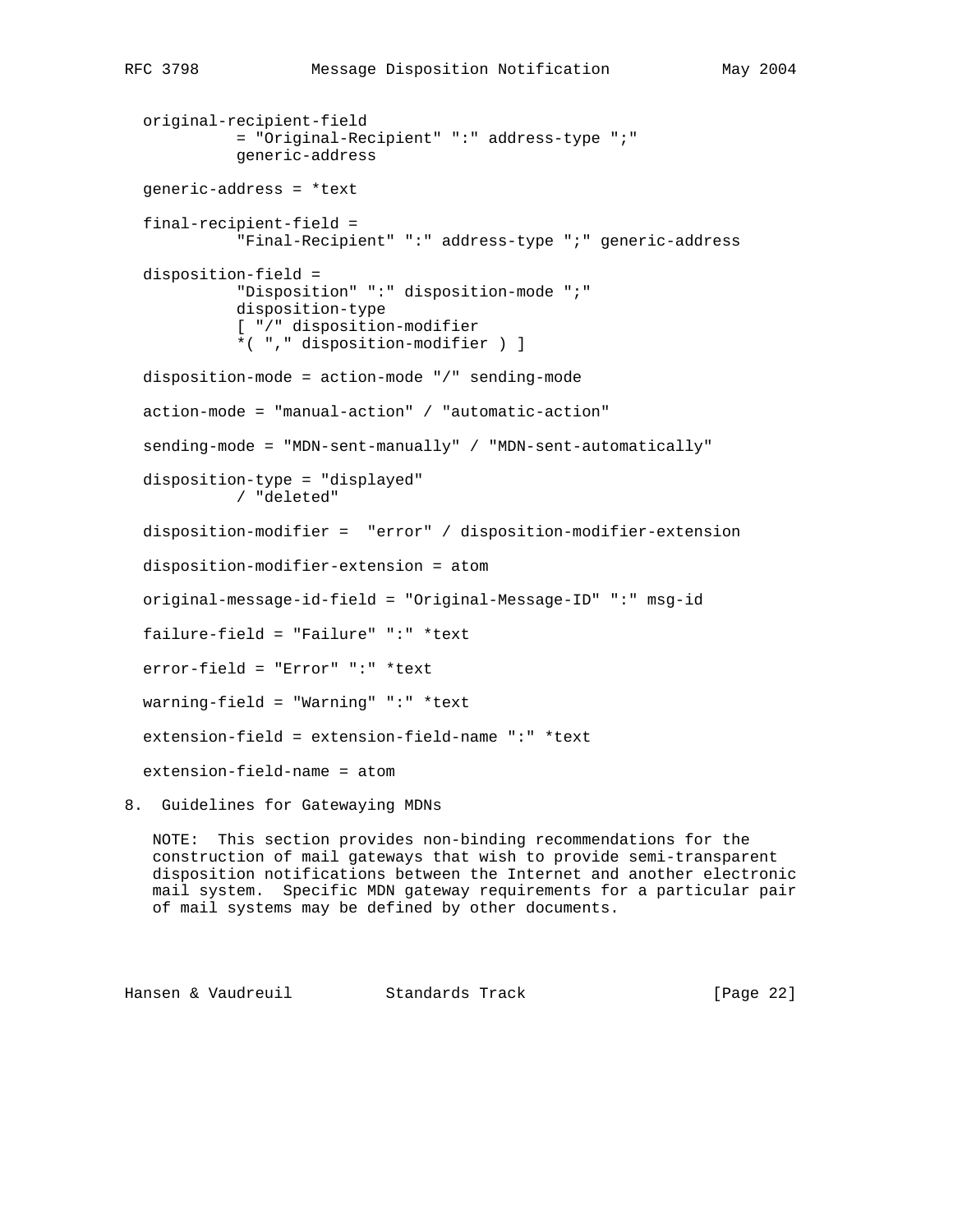```
   original-recipient-field
             = "Original-Recipient" ":" address-type ";"
             generic-address

   generic-address = *text

   final-recipient-field =
             "Final-Recipient" ":" address-type ";" generic-address

   disposition-field =
             "Disposition" ":" disposition-mode ";"
             disposition-type
             [ "/" disposition-modifier
             *( "," disposition-modifier ) ]

   disposition-mode = action-mode "/" sending-mode

   action-mode = "manual-action" / "automatic-action"

   sending-mode = "MDN-sent-manually" / "MDN-sent-automatically"

   disposition-type = "displayed"
             / "deleted"

   disposition-modifier =  "error" / disposition-modifier-extension

   disposition-modifier-extension = atom

   original-message-id-field = "Original-Message-ID" ":" msg-id

   failure-field = "Failure" ":" *text

   error-field = "Error" ":" *text

   warning-field = "Warning" ":" *text

   extension-field = extension-field-name ":" *text

   extension-field-name = atom
```

## 8. Guidelines for Gatewaying MDNs

NOTE: This section provides non-binding recommendations for the construction of mail gateways that wish to provide semi-transparent disposition notifications between the Internet and another electronic mail system. Specific MDN gateway requirements for a particular pair of mail systems may be defined by other documents.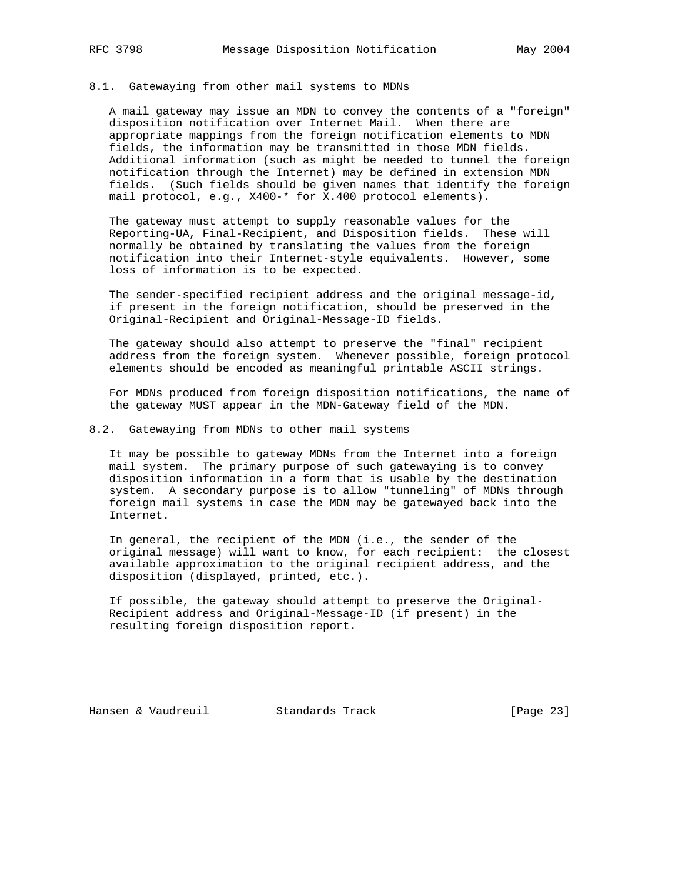### 8.1. Gatewaying from other mail systems to MDNs

A mail gateway may issue an MDN to convey the contents of a "foreign" disposition notification over Internet Mail. When there are appropriate mappings from the foreign notification elements to MDN fields, the information may be transmitted in those MDN fields. Additional information (such as might be needed to tunnel the foreign notification through the Internet) may be defined in extension MDN fields. (Such fields should be given names that identify the foreign mail protocol, e.g., X400-* for X.400 protocol elements).

The gateway must attempt to supply reasonable values for the Reporting-UA, Final-Recipient, and Disposition fields. These will normally be obtained by translating the values from the foreign notification into their Internet-style equivalents. However, some loss of information is to be expected.

The sender-specified recipient address and the original message-id, if present in the foreign notification, should be preserved in the Original-Recipient and Original-Message-ID fields.

The gateway should also attempt to preserve the "final" recipient address from the foreign system. Whenever possible, foreign protocol elements should be encoded as meaningful printable ASCII strings.

For MDNs produced from foreign disposition notifications, the name of the gateway MUST appear in the MDN-Gateway field of the MDN.

### 8.2. Gatewaying from MDNs to other mail systems

It may be possible to gateway MDNs from the Internet into a foreign mail system. The primary purpose of such gatewaying is to convey disposition information in a form that is usable by the destination system. A secondary purpose is to allow "tunneling" of MDNs through foreign mail systems in case the MDN may be gatewayed back into the Internet.

In general, the recipient of the MDN (i.e., the sender of the original message) will want to know, for each recipient: the closest available approximation to the original recipient address, and the disposition (displayed, printed, etc.).

If possible, the gateway should attempt to preserve the Original-Recipient address and Original-Message-ID (if present) in the resulting foreign disposition report.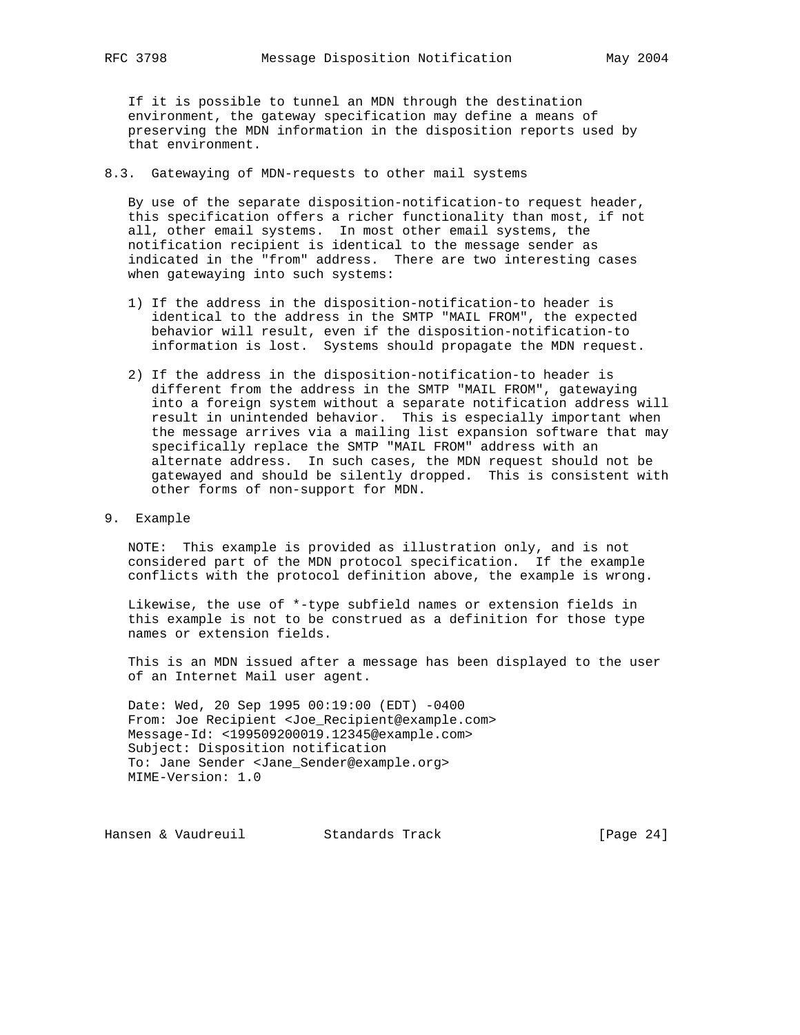If it is possible to tunnel an MDN through the destination environment, the gateway specification may define a means of preserving the MDN information in the disposition reports used by that environment.

### 8.3. Gatewaying of MDN-requests to other mail systems

By use of the separate disposition-notification-to request header, this specification offers a richer functionality than most, if not all, other email systems. In most other email systems, the notification recipient is identical to the message sender as indicated in the "from" address. There are two interesting cases when gatewaying into such systems:

1) If the address in the disposition-notification-to header is identical to the address in the SMTP "MAIL FROM", the expected behavior will result, even if the disposition-notification-to information is lost. Systems should propagate the MDN request.

2) If the address in the disposition-notification-to header is different from the address in the SMTP "MAIL FROM", gatewaying into a foreign system without a separate notification address will result in unintended behavior. This is especially important when the message arrives via a mailing list expansion software that may specifically replace the SMTP "MAIL FROM" address with an alternate address. In such cases, the MDN request should not be gatewayed and should be silently dropped. This is consistent with other forms of non-support for MDN.

## 9. Example

NOTE: This example is provided as illustration only, and is not considered part of the MDN protocol specification. If the example conflicts with the protocol definition above, the example is wrong.

Likewise, the use of *-type subfield names or extension fields in this example is not to be construed as a definition for those type names or extension fields.

This is an MDN issued after a message has been displayed to the user of an Internet Mail user agent.

```
Date: Wed, 20 Sep 1995 00:19:00 (EDT) -0400
From: Joe Recipient <Joe_Recipient@example.com>
Message-Id: <199509200019.12345@example.com>
Subject: Disposition notification
To: Jane Sender <Jane_Sender@example.org>
MIME-Version: 1.0
```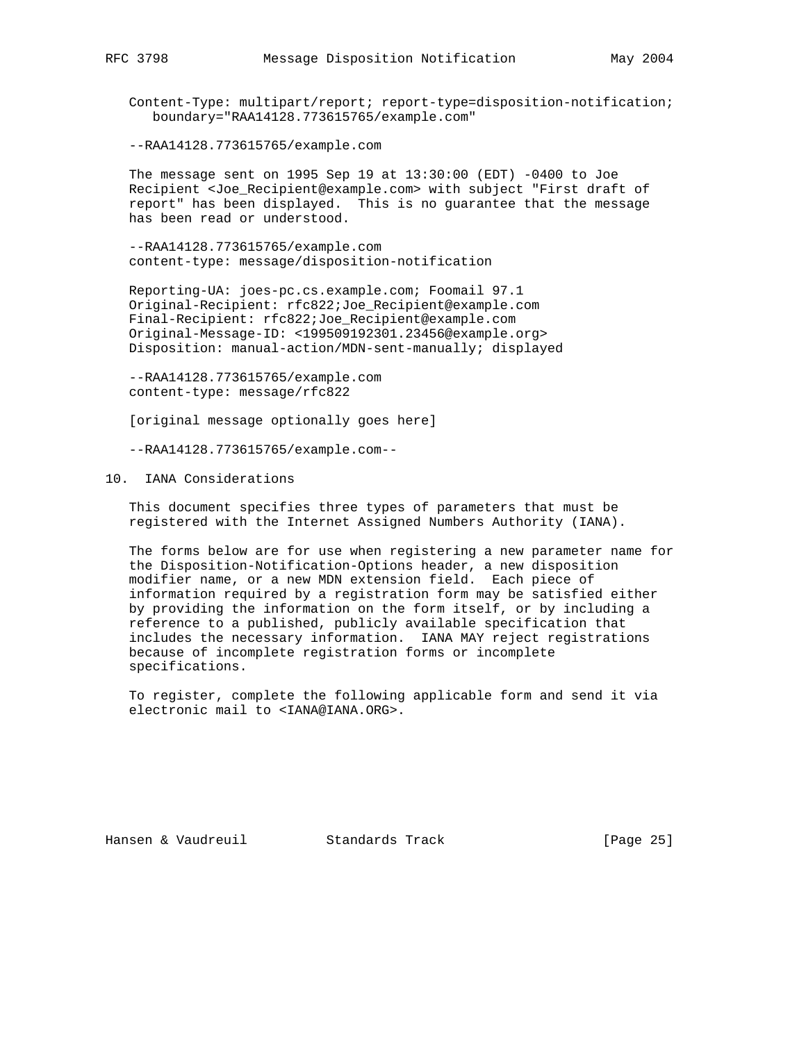```
Content-Type: multipart/report; report-type=disposition-notification;
   boundary="RAA14128.773615765/example.com"

--RAA14128.773615765/example.com

The message sent on 1995 Sep 19 at 13:30:00 (EDT) -0400 to Joe
Recipient <Joe_Recipient@example.com> with subject "First draft of
report" has been displayed.  This is no guarantee that the message
has been read or understood.

--RAA14128.773615765/example.com
content-type: message/disposition-notification

Reporting-UA: joes-pc.cs.example.com; Foomail 97.1
Original-Recipient: rfc822;Joe_Recipient@example.com
Final-Recipient: rfc822;Joe_Recipient@example.com
Original-Message-ID: <199509192301.23456@example.org>
Disposition: manual-action/MDN-sent-manually; displayed

--RAA14128.773615765/example.com
content-type: message/rfc822

[original message optionally goes here]

--RAA14128.773615765/example.com--
```

## 10. IANA Considerations

This document specifies three types of parameters that must be registered with the Internet Assigned Numbers Authority (IANA).

The forms below are for use when registering a new parameter name for the Disposition-Notification-Options header, a new disposition modifier name, or a new MDN extension field. Each piece of information required by a registration form may be satisfied either by providing the information on the form itself, or by including a reference to a published, publicly available specification that includes the necessary information. IANA MAY reject registrations because of incomplete registration forms or incomplete specifications.

To register, complete the following applicable form and send it via electronic mail to <IANA@IANA.ORG>.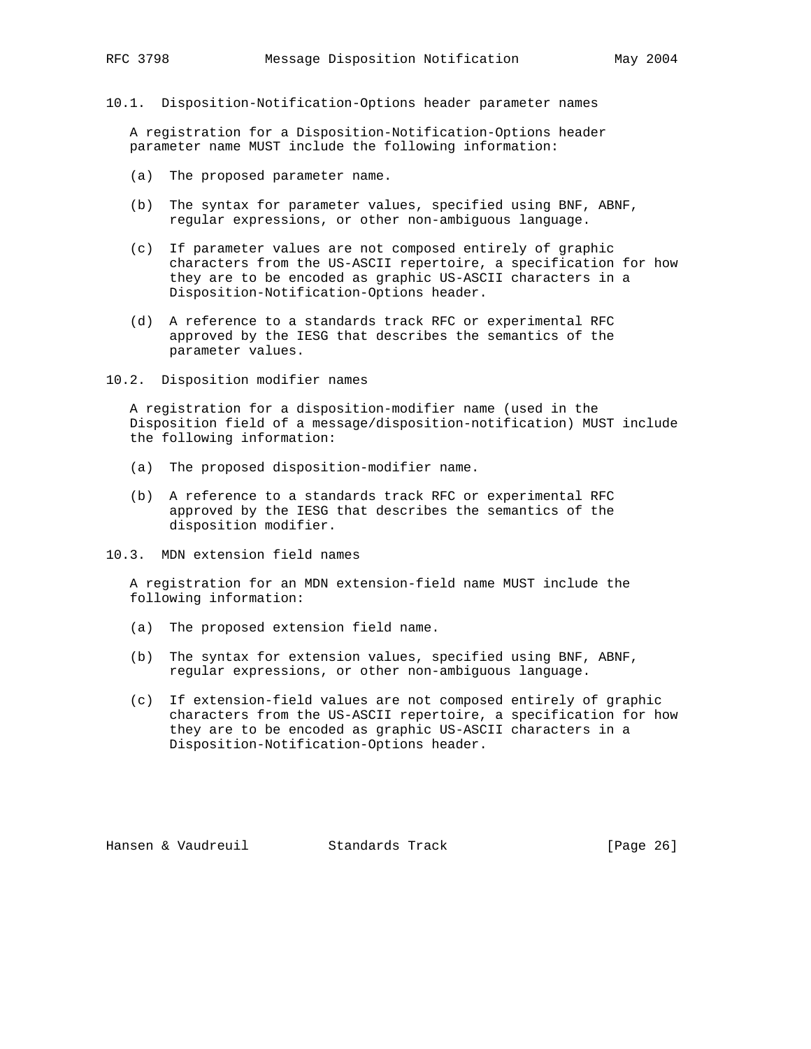### 10.1. Disposition-Notification-Options header parameter names

A registration for a Disposition-Notification-Options header parameter name MUST include the following information:

(a) The proposed parameter name.

(b) The syntax for parameter values, specified using BNF, ABNF, regular expressions, or other non-ambiguous language.

(c) If parameter values are not composed entirely of graphic characters from the US-ASCII repertoire, a specification for how they are to be encoded as graphic US-ASCII characters in a Disposition-Notification-Options header.

(d) A reference to a standards track RFC or experimental RFC approved by the IESG that describes the semantics of the parameter values.

### 10.2. Disposition modifier names

A registration for a disposition-modifier name (used in the Disposition field of a message/disposition-notification) MUST include the following information:

(a) The proposed disposition-modifier name.

(b) A reference to a standards track RFC or experimental RFC approved by the IESG that describes the semantics of the disposition modifier.

### 10.3. MDN extension field names

A registration for an MDN extension-field name MUST include the following information:

(a) The proposed extension field name.

(b) The syntax for extension values, specified using BNF, ABNF, regular expressions, or other non-ambiguous language.

(c) If extension-field values are not composed entirely of graphic characters from the US-ASCII repertoire, a specification for how they are to be encoded as graphic US-ASCII characters in a Disposition-Notification-Options header.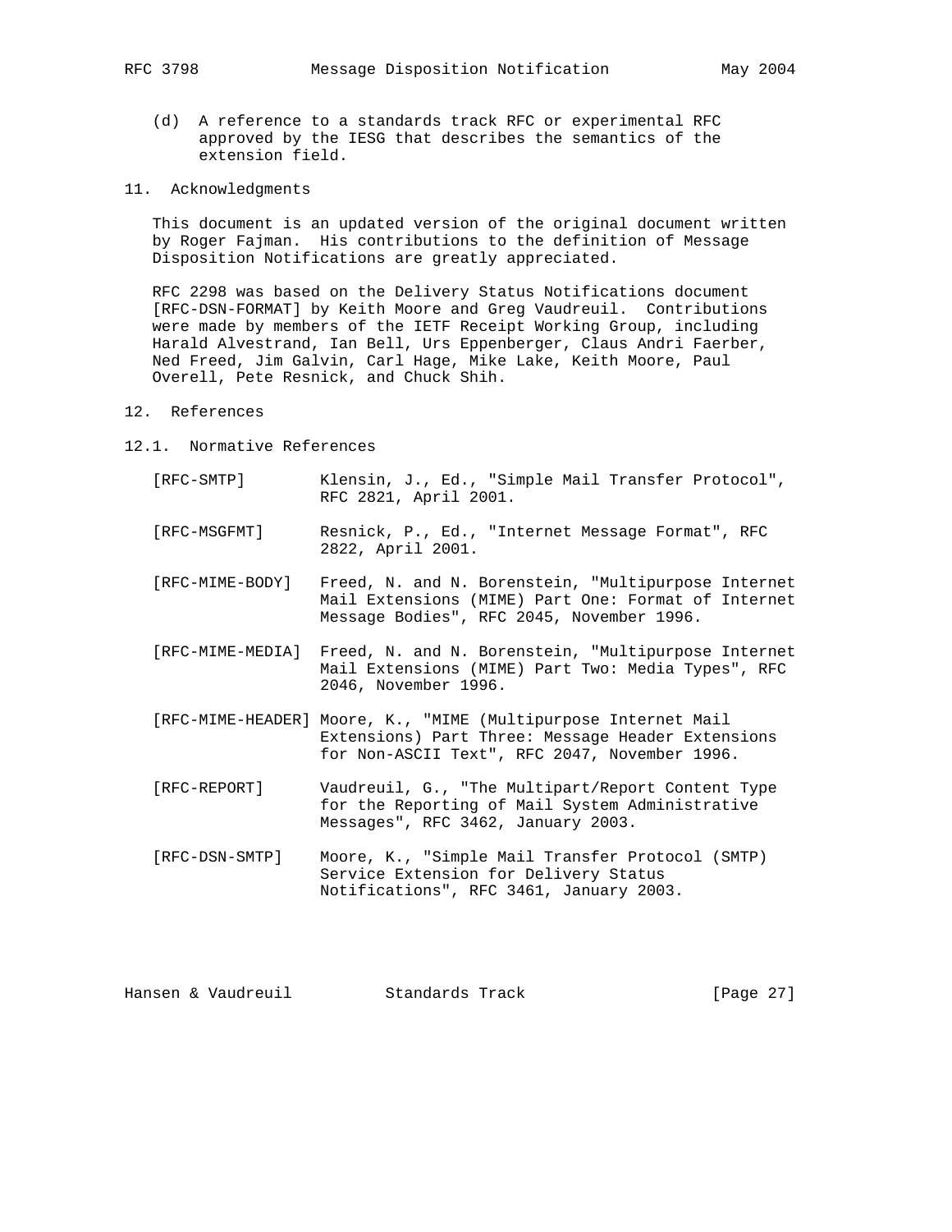(d) A reference to a standards track RFC or experimental RFC approved by the IESG that describes the semantics of the extension field.

## 11. Acknowledgments

This document is an updated version of the original document written by Roger Fajman. His contributions to the definition of Message Disposition Notifications are greatly appreciated.

RFC 2298 was based on the Delivery Status Notifications document [RFC-DSN-FORMAT] by Keith Moore and Greg Vaudreuil. Contributions were made by members of the IETF Receipt Working Group, including Harald Alvestrand, Ian Bell, Urs Eppenberger, Claus Andri Faerber, Ned Freed, Jim Galvin, Carl Hage, Mike Lake, Keith Moore, Paul Overell, Pete Resnick, and Chuck Shih.

## 12. References

### 12.1. Normative References

[RFC-SMTP] Klensin, J., Ed., "Simple Mail Transfer Protocol", RFC 2821, April 2001.

[RFC-MSGFMT] Resnick, P., Ed., "Internet Message Format", RFC 2822, April 2001.

[RFC-MIME-BODY] Freed, N. and N. Borenstein, "Multipurpose Internet Mail Extensions (MIME) Part One: Format of Internet Message Bodies", RFC 2045, November 1996.

[RFC-MIME-MEDIA] Freed, N. and N. Borenstein, "Multipurpose Internet Mail Extensions (MIME) Part Two: Media Types", RFC 2046, November 1996.

[RFC-MIME-HEADER] Moore, K., "MIME (Multipurpose Internet Mail Extensions) Part Three: Message Header Extensions for Non-ASCII Text", RFC 2047, November 1996.

[RFC-REPORT] Vaudreuil, G., "The Multipart/Report Content Type for the Reporting of Mail System Administrative Messages", RFC 3462, January 2003.

[RFC-DSN-SMTP] Moore, K., "Simple Mail Transfer Protocol (SMTP) Service Extension for Delivery Status Notifications", RFC 3461, January 2003.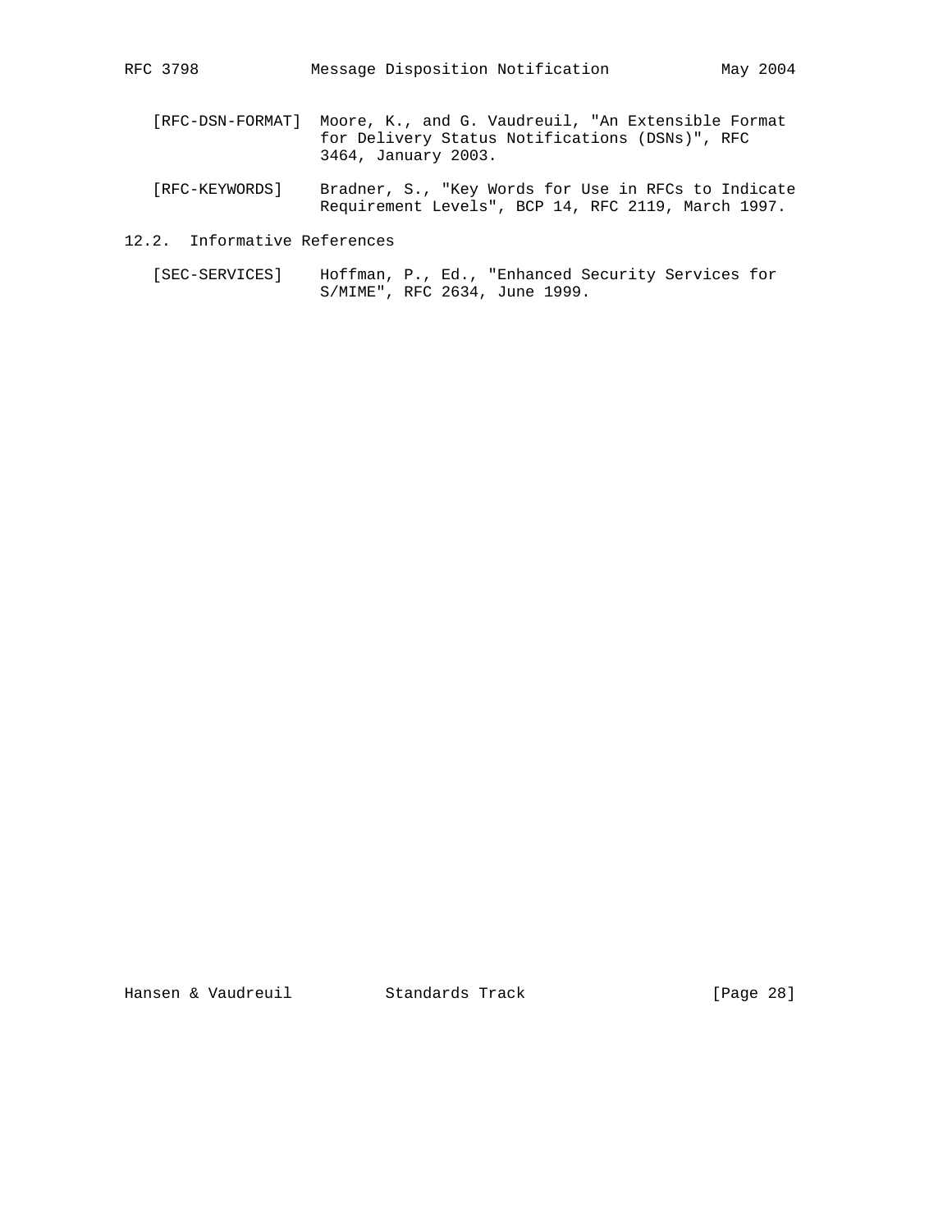[RFC-DSN-FORMAT] Moore, K., and G. Vaudreuil, "An Extensible Format for Delivery Status Notifications (DSNs)", RFC 3464, January 2003.

[RFC-KEYWORDS] Bradner, S., "Key Words for Use in RFCs to Indicate Requirement Levels", BCP 14, RFC 2119, March 1997.

## 12.2. Informative References

[SEC-SERVICES] Hoffman, P., Ed., "Enhanced Security Services for S/MIME", RFC 2634, June 1999.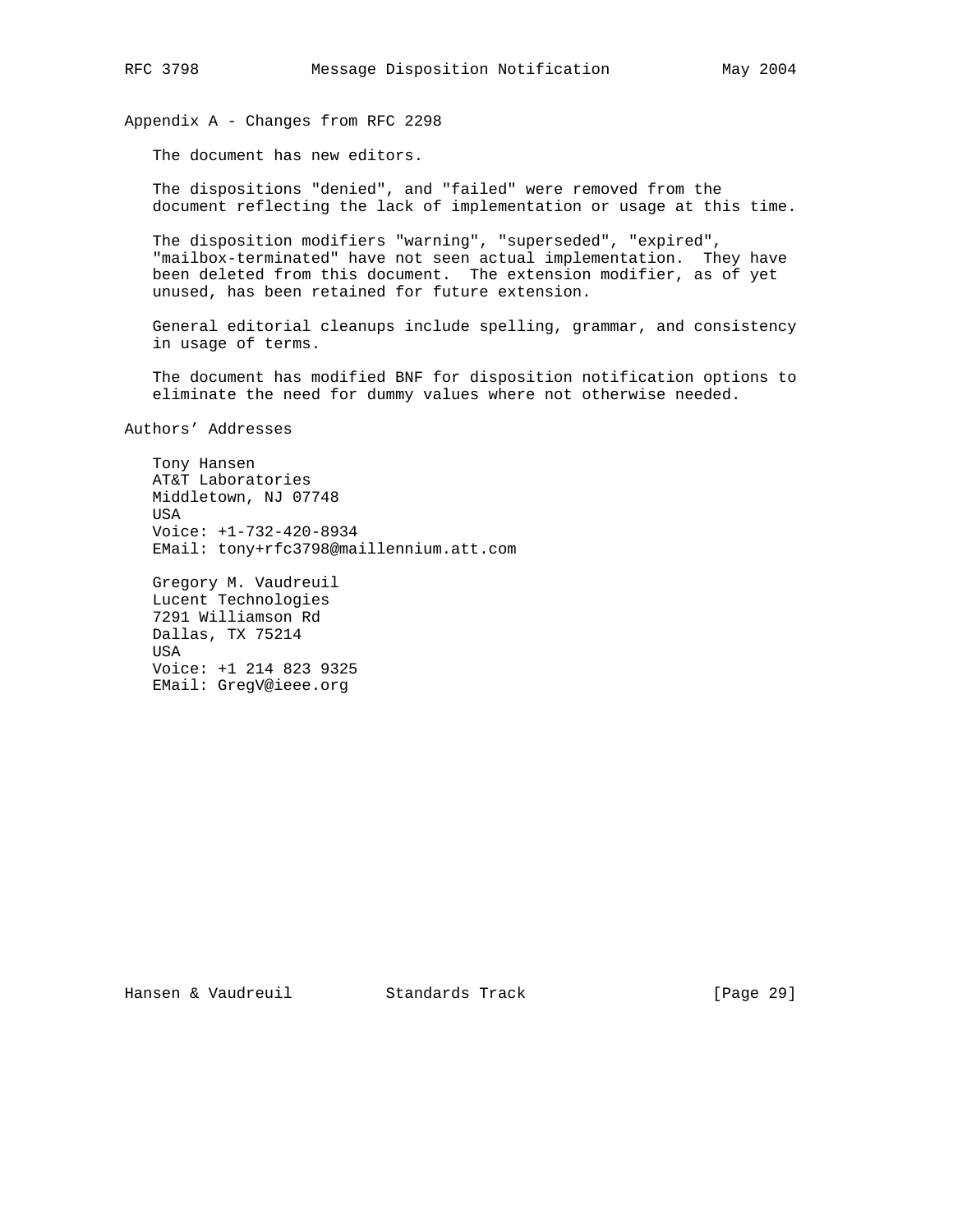## Appendix A - Changes from RFC 2298

The document has new editors.

The dispositions "denied", and "failed" were removed from the document reflecting the lack of implementation or usage at this time.

The disposition modifiers "warning", "superseded", "expired", "mailbox-terminated" have not seen actual implementation. They have been deleted from this document. The extension modifier, as of yet unused, has been retained for future extension.

General editorial cleanups include spelling, grammar, and consistency in usage of terms.

The document has modified BNF for disposition notification options to eliminate the need for dummy values where not otherwise needed.

## Authors' Addresses

Tony Hansen
AT&T Laboratories
Middletown, NJ 07748
USA
Voice: +1-732-420-8934
EMail: tony+rfc3798@maillennium.att.com

Gregory M. Vaudreuil
Lucent Technologies
7291 Williamson Rd
Dallas, TX 75214
USA
Voice: +1 214 823 9325
EMail: GregV@ieee.org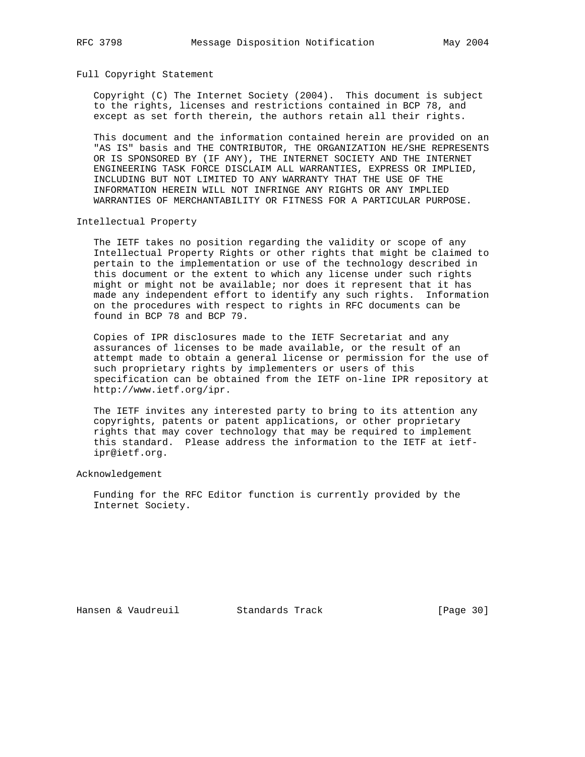## Full Copyright Statement

Copyright (C) The Internet Society (2004). This document is subject to the rights, licenses and restrictions contained in BCP 78, and except as set forth therein, the authors retain all their rights.

This document and the information contained herein are provided on an "AS IS" basis and THE CONTRIBUTOR, THE ORGANIZATION HE/SHE REPRESENTS OR IS SPONSORED BY (IF ANY), THE INTERNET SOCIETY AND THE INTERNET ENGINEERING TASK FORCE DISCLAIM ALL WARRANTIES, EXPRESS OR IMPLIED, INCLUDING BUT NOT LIMITED TO ANY WARRANTY THAT THE USE OF THE INFORMATION HEREIN WILL NOT INFRINGE ANY RIGHTS OR ANY IMPLIED WARRANTIES OF MERCHANTABILITY OR FITNESS FOR A PARTICULAR PURPOSE.

## Intellectual Property

The IETF takes no position regarding the validity or scope of any Intellectual Property Rights or other rights that might be claimed to pertain to the implementation or use of the technology described in this document or the extent to which any license under such rights might or might not be available; nor does it represent that it has made any independent effort to identify any such rights. Information on the procedures with respect to rights in RFC documents can be found in BCP 78 and BCP 79.

Copies of IPR disclosures made to the IETF Secretariat and any assurances of licenses to be made available, or the result of an attempt made to obtain a general license or permission for the use of such proprietary rights by implementers or users of this specification can be obtained from the IETF on-line IPR repository at http://www.ietf.org/ipr.

The IETF invites any interested party to bring to its attention any copyrights, patents or patent applications, or other proprietary rights that may cover technology that may be required to implement this standard. Please address the information to the IETF at ietf-ipr@ietf.org.

## Acknowledgement

Funding for the RFC Editor function is currently provided by the Internet Society.